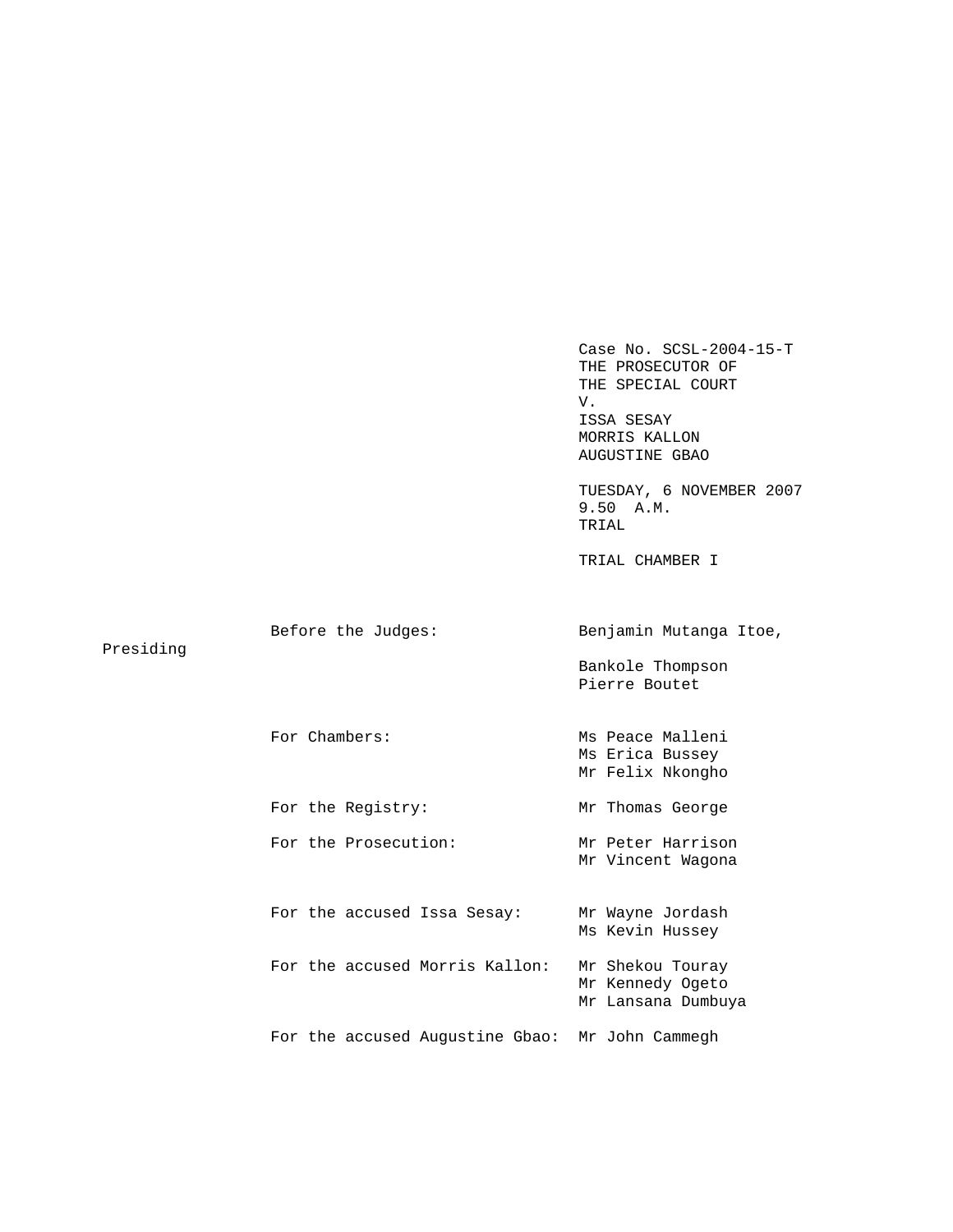Case No. SCSL-2004-15-T
THE PROSECUTOR OF
THE SPECIAL COURT
V.
ISSA SESAY
MORRIS KALLON
AUGUSTINE GBAO

TUESDAY, 6 NOVEMBER 2007
9.50 A.M.
TRIAL

TRIAL CHAMBER I

| | |
|---|---|
| Before the Judges: | Benjamin Mutanga Itoe, Presiding |
| | Bankole Thompson |
| | Pierre Boutet |
| For Chambers: | Ms Peace Malleni |
| | Ms Erica Bussey |
| | Mr Felix Nkongho |
| For the Registry: | Mr Thomas George |
| For the Prosecution: | Mr Peter Harrison |
| | Mr Vincent Wagona |
| For the accused Issa Sesay: | Mr Wayne Jordash |
| | Ms Kevin Hussey |
| For the accused Morris Kallon: | Mr Shekou Touray |
| | Mr Kennedy Ogeto |
| | Mr Lansana Dumbuya |
| For the accused Augustine Gbao: | Mr John Cammegh |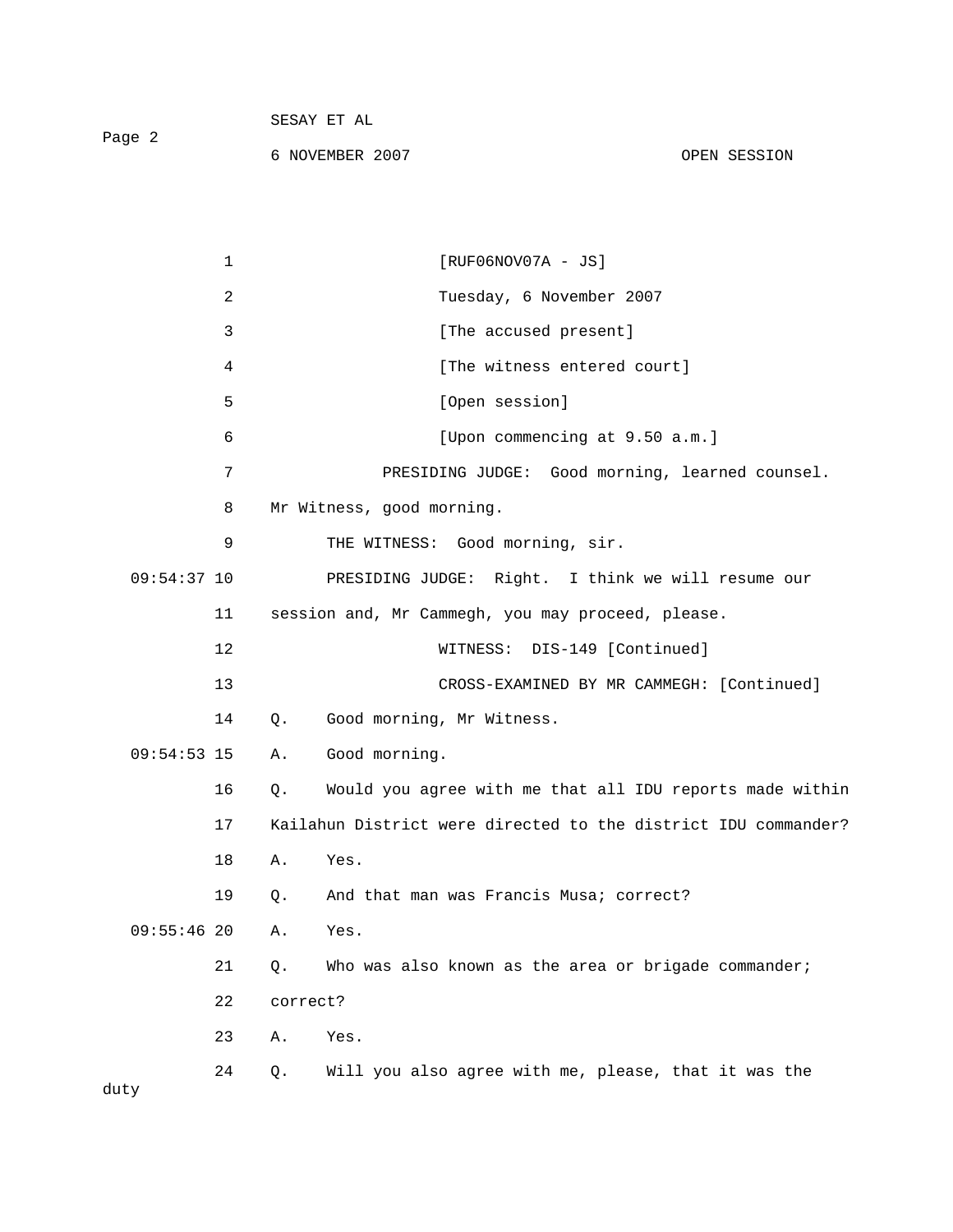[RUF06NOV07A - JS]

Tuesday, 6 November 2007

[The accused present]

[The witness entered court]

[Open session]

[Upon commencing at 9.50 a.m.]

PRESIDING JUDGE: Good morning, learned counsel. Mr Witness, good morning.

THE WITNESS: Good morning, sir.

PRESIDING JUDGE: Right. I think we will resume our session and, Mr Cammegh, you may proceed, please.

WITNESS: DIS-149 [Continued]

CROSS-EXAMINED BY MR CAMMEGH: [Continued]

Q. Good morning, Mr Witness.

A. Good morning.

Q. Would you agree with me that all IDU reports made within Kailahun District were directed to the district IDU commander?

A. Yes.

Q. And that man was Francis Musa; correct?

A. Yes.

Q. Who was also known as the area or brigade commander; correct?

A. Yes.

Q. Will you also agree with me, please, that it was the duty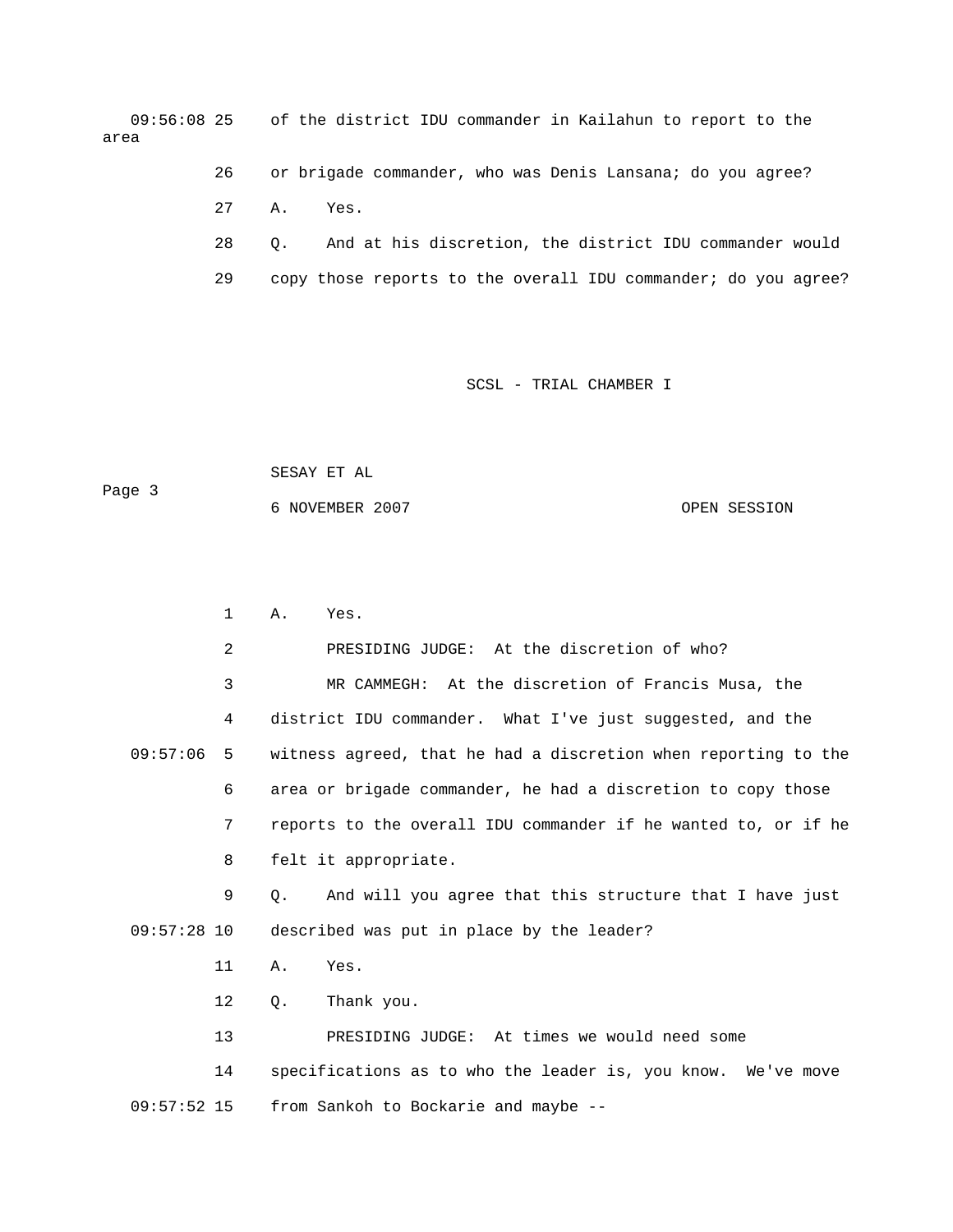09:56:08 25 of the district IDU commander in Kailahun to report to the area

26 or brigade commander, who was Denis Lansana; do you agree?

27 A. Yes.

28 Q. And at his discretion, the district IDU commander would

29 copy those reports to the overall IDU commander; do you agree?

SCSL - TRIAL CHAMBER I

SESAY ET AL

6 NOVEMBER 2007 OPEN SESSION

1 A. Yes.

2 PRESIDING JUDGE: At the discretion of who?

3 MR CAMMEGH: At the discretion of Francis Musa, the

4 district IDU commander. What I've just suggested, and the

09:57:06 5 witness agreed, that he had a discretion when reporting to the

6 area or brigade commander, he had a discretion to copy those

7 reports to the overall IDU commander if he wanted to, or if he

8 felt it appropriate.

9 Q. And will you agree that this structure that I have just

09:57:28 10 described was put in place by the leader?

11 A. Yes.

12 Q. Thank you.

13 PRESIDING JUDGE: At times we would need some

14 specifications as to who the leader is, you know. We've move

09:57:52 15 from Sankoh to Bockarie and maybe --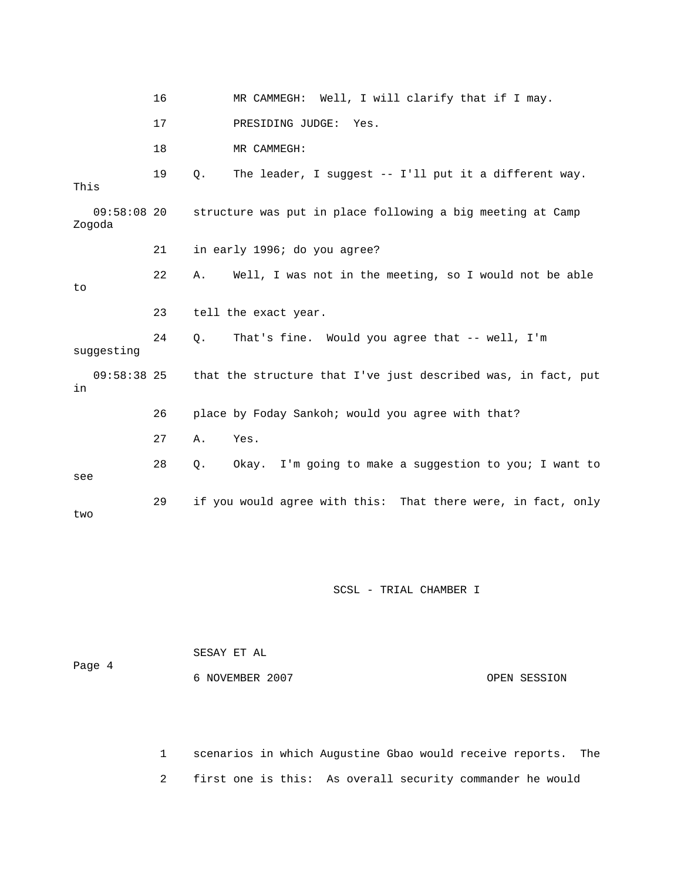16 MR CAMMEGH: Well, I will clarify that if I may.

17 PRESIDING JUDGE: Yes.

18 MR CAMMEGH:

19 Q. The leader, I suggest -- I'll put it a different way. This

09:58:08 20 structure was put in place following a big meeting at Camp Zogoda

21 in early 1996; do you agree?

22 A. Well, I was not in the meeting, so I would not be able to

23 tell the exact year.

24 Q. That's fine. Would you agree that -- well, I'm suggesting

09:58:38 25 that the structure that I've just described was, in fact, put in

26 place by Foday Sankoh; would you agree with that?

27 A. Yes.

28 Q. Okay. I'm going to make a suggestion to you; I want to see

29 if you would agree with this: That there were, in fact, only two

1 scenarios in which Augustine Gbao would receive reports. The

2 first one is this: As overall security commander he would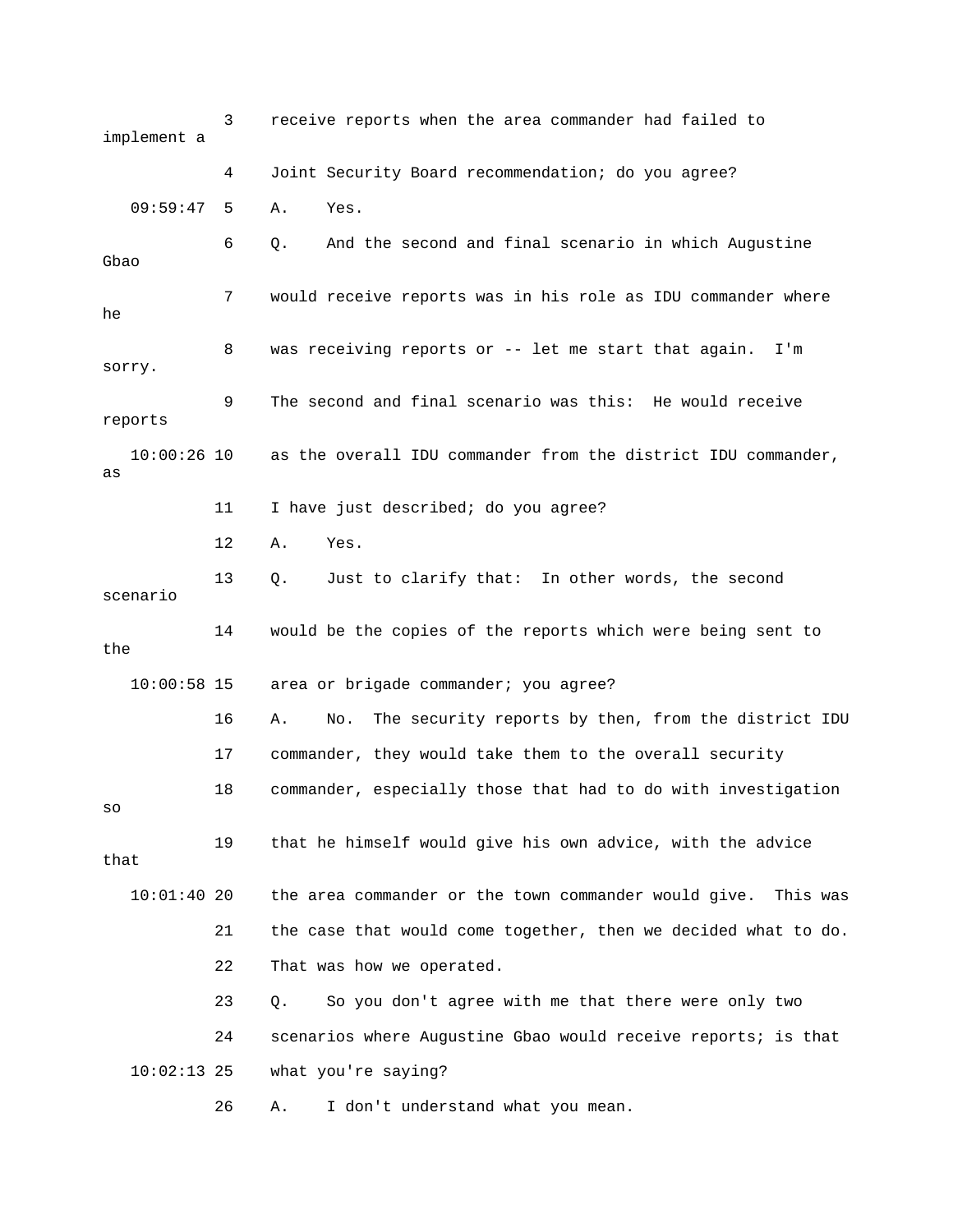3 receive reports when the area commander had failed to implement a
4 Joint Security Board recommendation; do you agree?
09:59:47 5 A. Yes.
6 Q. And the second and final scenario in which Augustine Gbao
7 would receive reports was in his role as IDU commander where he
8 was receiving reports or -- let me start that again. I'm sorry.
9 The second and final scenario was this: He would receive reports
10:00:26 10 as the overall IDU commander from the district IDU commander, as
11 I have just described; do you agree?
12 A. Yes.
13 Q. Just to clarify that: In other words, the second scenario
14 would be the copies of the reports which were being sent to the
10:00:58 15 area or brigade commander; you agree?
16 A. No. The security reports by then, from the district IDU
17 commander, they would take them to the overall security
18 commander, especially those that had to do with investigation so
19 that he himself would give his own advice, with the advice that
10:01:40 20 the area commander or the town commander would give. This was
21 the case that would come together, then we decided what to do.
22 That was how we operated.
23 Q. So you don't agree with me that there were only two
24 scenarios where Augustine Gbao would receive reports; is that
10:02:13 25 what you're saying?
26 A. I don't understand what you mean.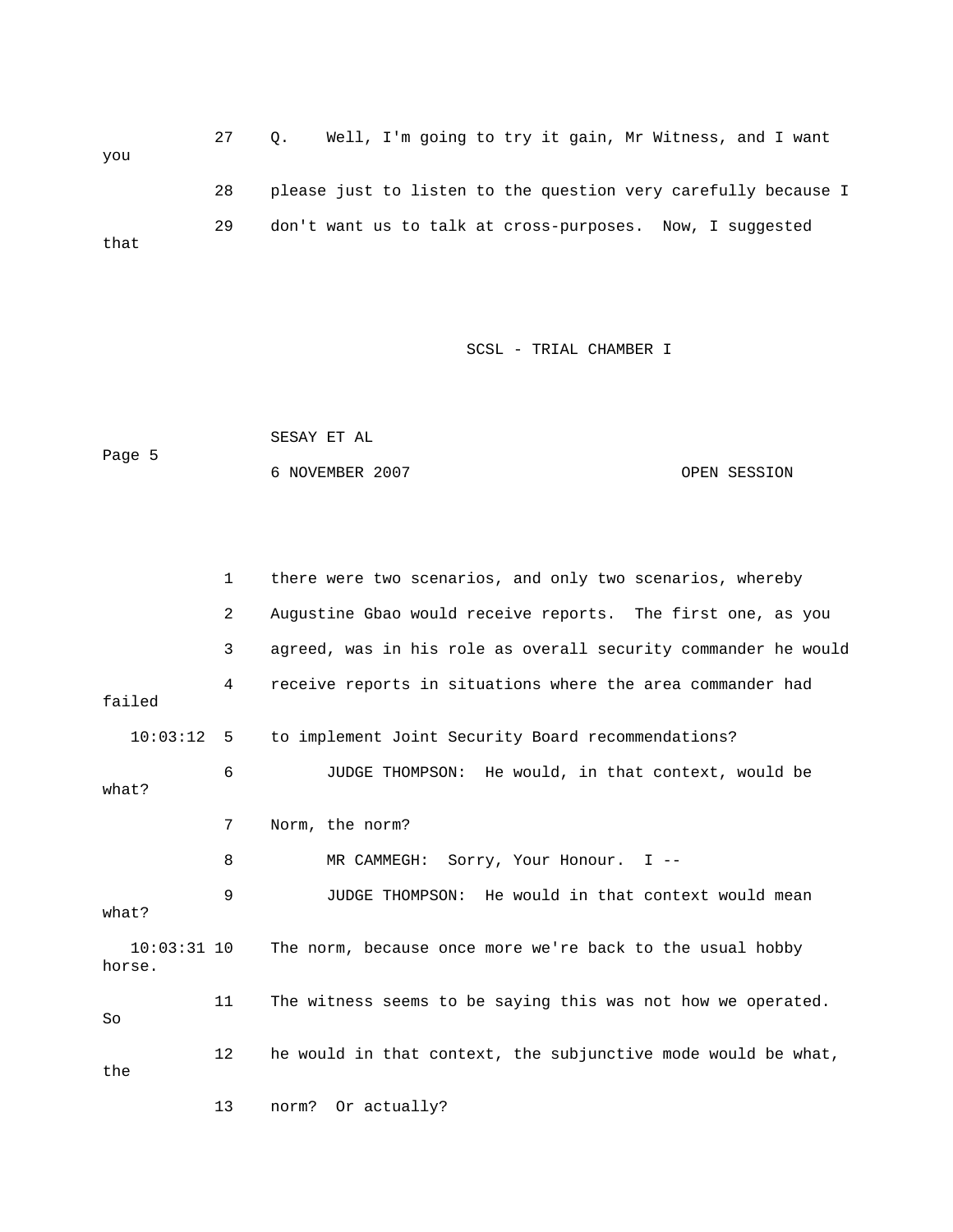27 Q. Well, I'm going to try it gain, Mr Witness, and I want you

28 please just to listen to the question very carefully because I

29 don't want us to talk at cross-purposes. Now, I suggested that

SCSL - TRIAL CHAMBER I

SESAY ET AL

6 NOVEMBER 2007 OPEN SESSION

1 there were two scenarios, and only two scenarios, whereby

2 Augustine Gbao would receive reports. The first one, as you

3 agreed, was in his role as overall security commander he would

4 receive reports in situations where the area commander had failed

10:03:12 5 to implement Joint Security Board recommendations?

6 JUDGE THOMPSON: He would, in that context, would be what?

7 Norm, the norm?

8 MR CAMMEGH: Sorry, Your Honour. I --

9 JUDGE THOMPSON: He would in that context would mean what?

10:03:31 10 The norm, because once more we're back to the usual hobby horse.

11 The witness seems to be saying this was not how we operated. So

12 he would in that context, the subjunctive mode would be what, the

13 norm? Or actually?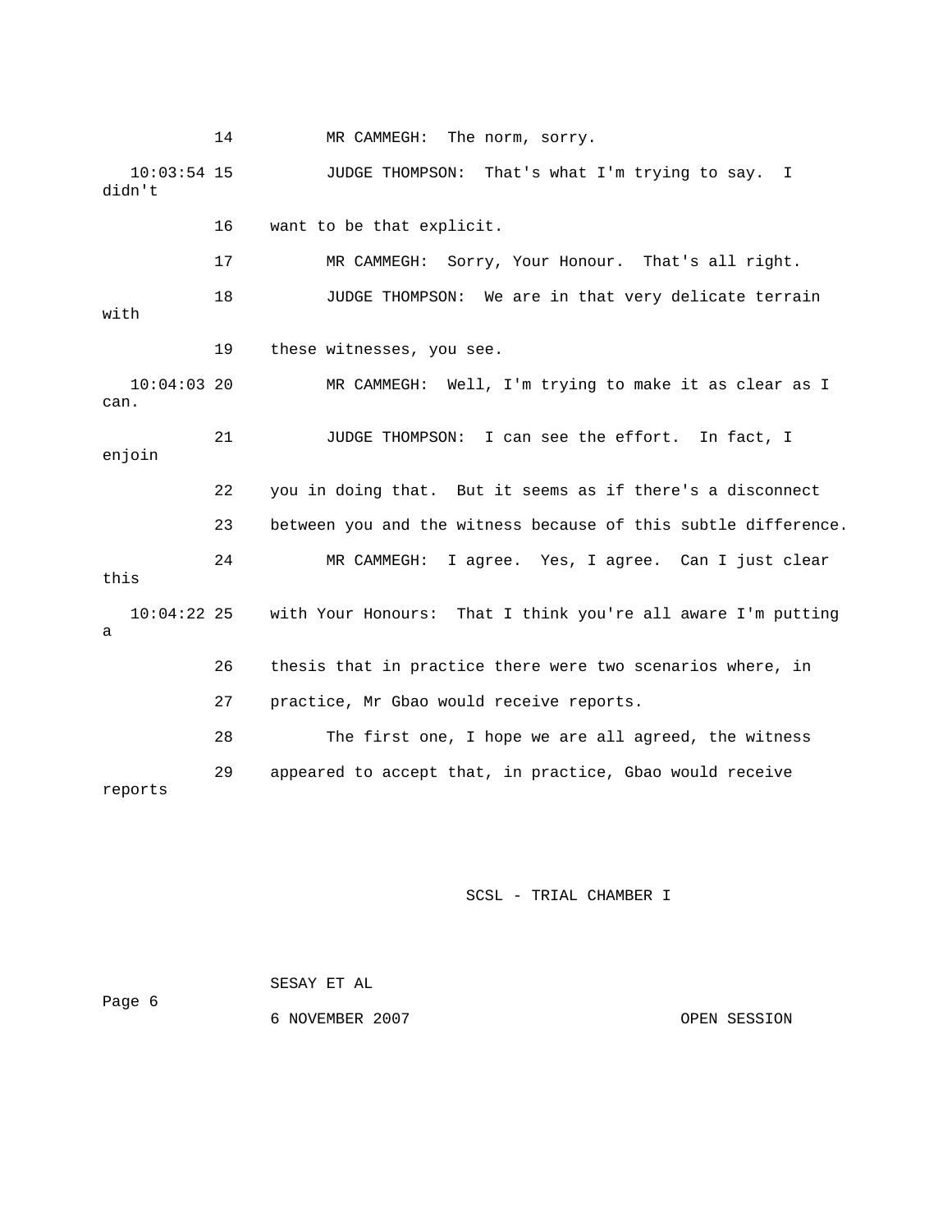14 MR CAMMEGH: The norm, sorry.

10:03:54 15 JUDGE THOMPSON: That's what I'm trying to say. I didn't

16 want to be that explicit.

17 MR CAMMEGH: Sorry, Your Honour. That's all right.

18 JUDGE THOMPSON: We are in that very delicate terrain with

19 these witnesses, you see.

10:04:03 20 MR CAMMEGH: Well, I'm trying to make it as clear as I can.

21 JUDGE THOMPSON: I can see the effort. In fact, I enjoin

22 you in doing that. But it seems as if there's a disconnect

23 between you and the witness because of this subtle difference.

24 MR CAMMEGH: I agree. Yes, I agree. Can I just clear this

10:04:22 25 with Your Honours: That I think you're all aware I'm putting a

26 thesis that in practice there were two scenarios where, in

27 practice, Mr Gbao would receive reports.

28 The first one, I hope we are all agreed, the witness

29 appeared to accept that, in practice, Gbao would receive reports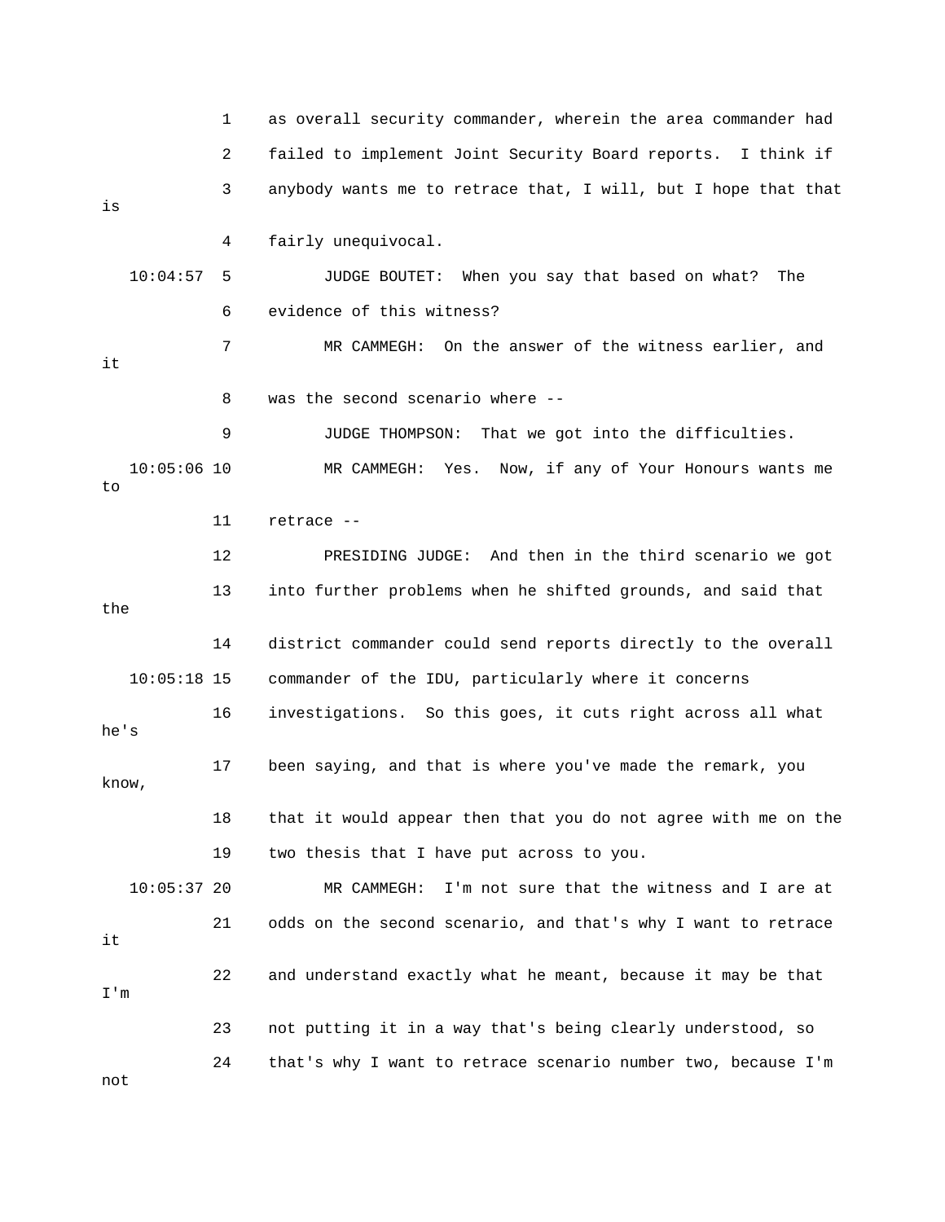1 as overall security commander, wherein the area commander had
2 failed to implement Joint Security Board reports. I think if
3 anybody wants me to retrace that, I will, but I hope that that is
4 fairly unequivocal.

10:04:57 5 JUDGE BOUTET: When you say that based on what? The
6 evidence of this witness?

7 MR CAMMEGH: On the answer of the witness earlier, and it
8 was the second scenario where --

9 JUDGE THOMPSON: That we got into the difficulties.

10:05:06 10 MR CAMMEGH: Yes. Now, if any of Your Honours wants me to
11 retrace --

12 PRESIDING JUDGE: And then in the third scenario we got
13 into further problems when he shifted grounds, and said that the
14 district commander could send reports directly to the overall
10:05:18 15 commander of the IDU, particularly where it concerns
16 investigations. So this goes, it cuts right across all what he's
17 been saying, and that is where you've made the remark, you know,
18 that it would appear then that you do not agree with me on the
19 two thesis that I have put across to you.

10:05:37 20 MR CAMMEGH: I'm not sure that the witness and I are at
21 odds on the second scenario, and that's why I want to retrace it
22 and understand exactly what he meant, because it may be that I'm
23 not putting it in a way that's being clearly understood, so
24 that's why I want to retrace scenario number two, because I'm not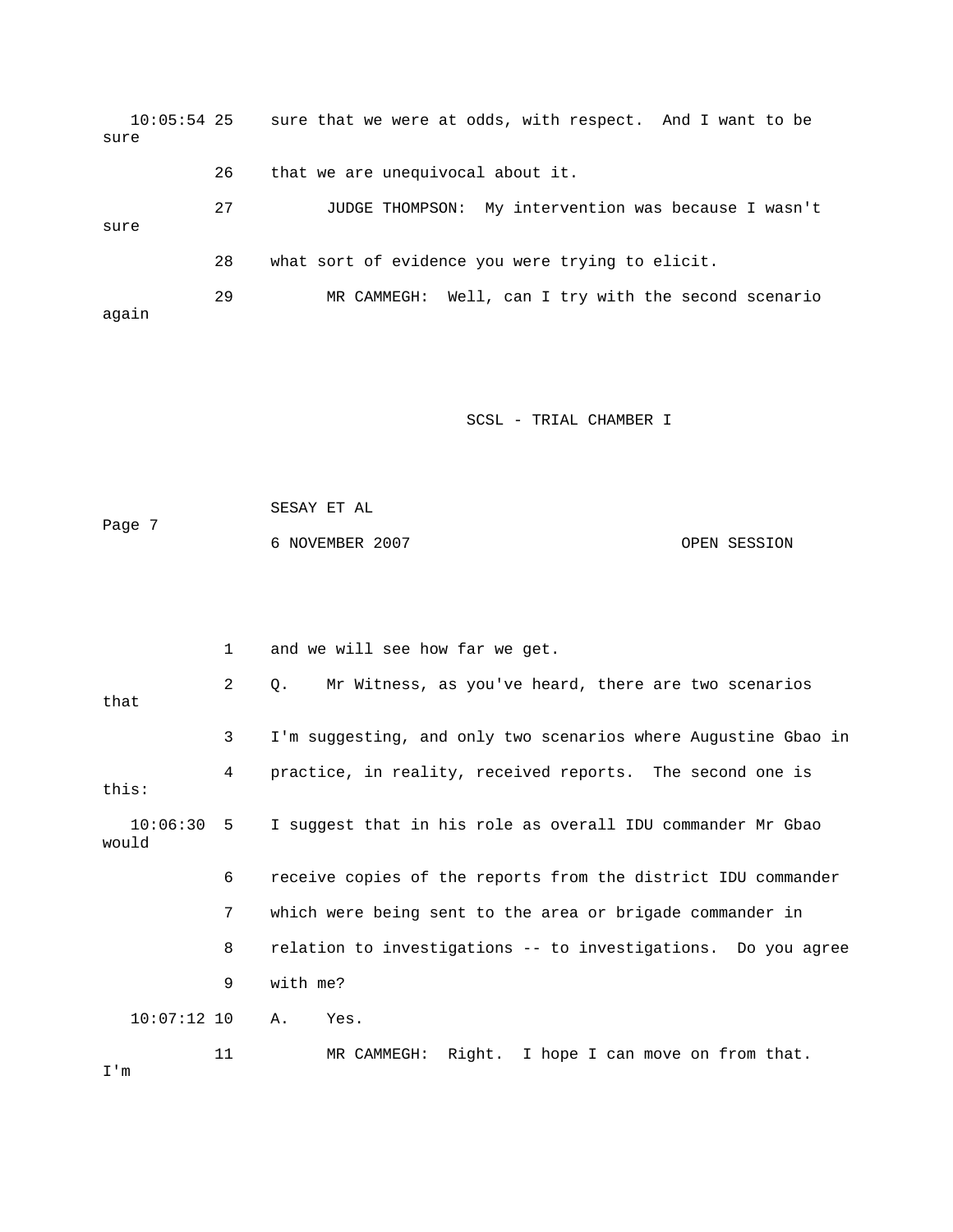10:05:54 25 sure that we were at odds, with respect. And I want to be sure

26 that we are unequivocal about it.

27 JUDGE THOMPSON: My intervention was because I wasn't sure

28 what sort of evidence you were trying to elicit.

29 MR CAMMEGH: Well, can I try with the second scenario again

1 and we will see how far we get.

2 Q. Mr Witness, as you've heard, there are two scenarios that

3 I'm suggesting, and only two scenarios where Augustine Gbao in

4 practice, in reality, received reports. The second one is this:

10:06:30 5 I suggest that in his role as overall IDU commander Mr Gbao would

6 receive copies of the reports from the district IDU commander

7 which were being sent to the area or brigade commander in

8 relation to investigations -- to investigations. Do you agree

9 with me?

10:07:12 10 A. Yes.

11 MR CAMMEGH: Right. I hope I can move on from that. I'm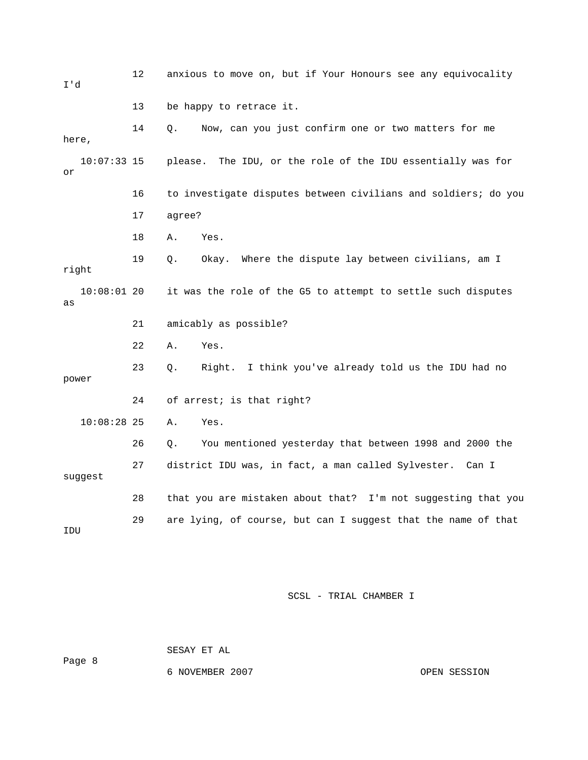12 anxious to move on, but if Your Honours see any equivocality I'd

13 be happy to retrace it.

14 Q. Now, can you just confirm one or two matters for me here,

10:07:33 15 please. The IDU, or the role of the IDU essentially was for or

16 to investigate disputes between civilians and soldiers; do you

17 agree?

18 A. Yes.

19 Q. Okay. Where the dispute lay between civilians, am I right

10:08:01 20 it was the role of the G5 to attempt to settle such disputes as

21 amicably as possible?

22 A. Yes.

23 Q. Right. I think you've already told us the IDU had no power

24 of arrest; is that right?

10:08:28 25 A. Yes.

26 Q. You mentioned yesterday that between 1998 and 2000 the

27 district IDU was, in fact, a man called Sylvester. Can I suggest

28 that you are mistaken about that? I'm not suggesting that you

29 are lying, of course, but can I suggest that the name of that IDU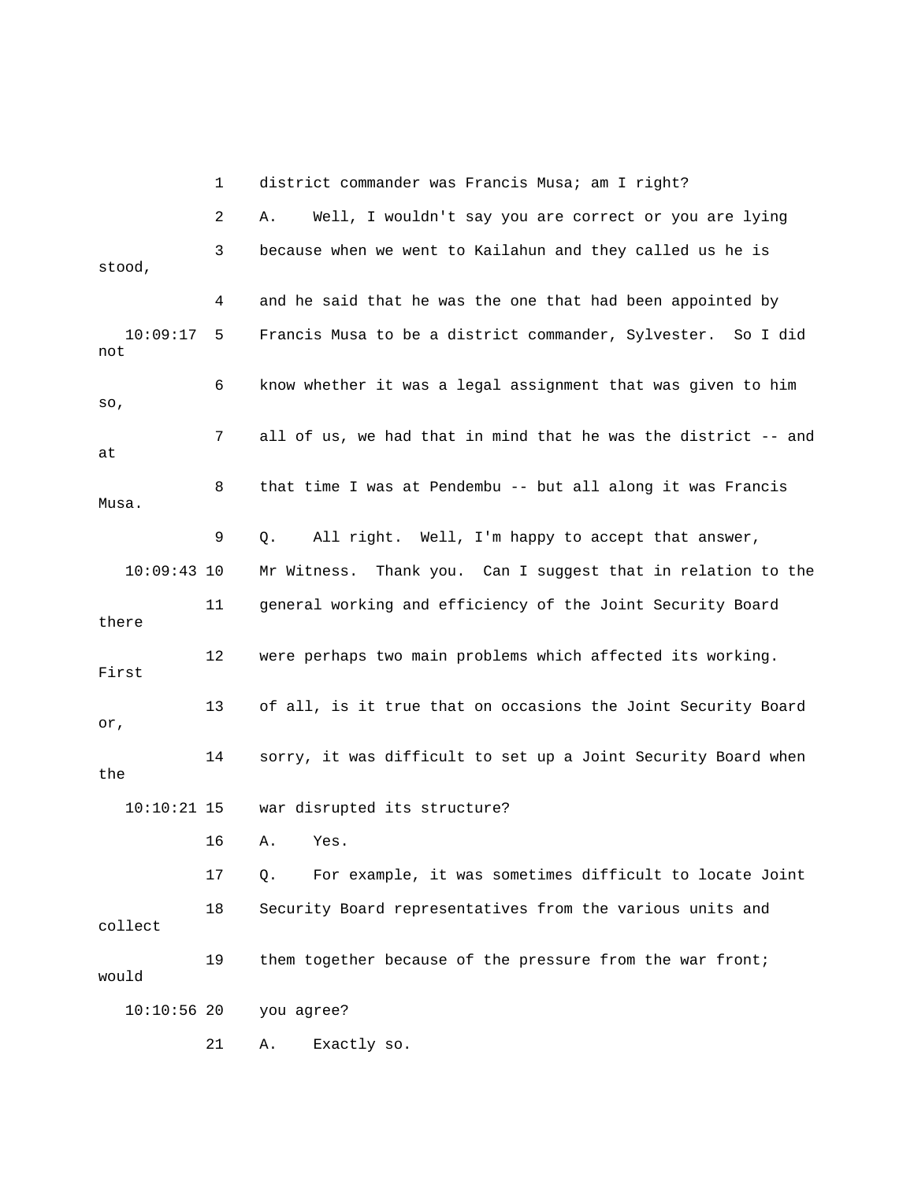1 district commander was Francis Musa; am I right?

2 A. Well, I wouldn't say you are correct or you are lying

3 because when we went to Kailahun and they called us he is stood,

4 and he said that he was the one that had been appointed by

10:09:17 5 Francis Musa to be a district commander, Sylvester. So I did not

6 know whether it was a legal assignment that was given to him so,

7 all of us, we had that in mind that he was the district -- and at

8 that time I was at Pendembu -- but all along it was Francis Musa.

9 Q. All right. Well, I'm happy to accept that answer,

10:09:43 10 Mr Witness. Thank you. Can I suggest that in relation to the

11 general working and efficiency of the Joint Security Board there

12 were perhaps two main problems which affected its working. First

13 of all, is it true that on occasions the Joint Security Board or,

14 sorry, it was difficult to set up a Joint Security Board when the

10:10:21 15 war disrupted its structure?

16 A. Yes.

17 Q. For example, it was sometimes difficult to locate Joint

18 Security Board representatives from the various units and collect

19 them together because of the pressure from the war front; would

10:10:56 20 you agree?

21 A. Exactly so.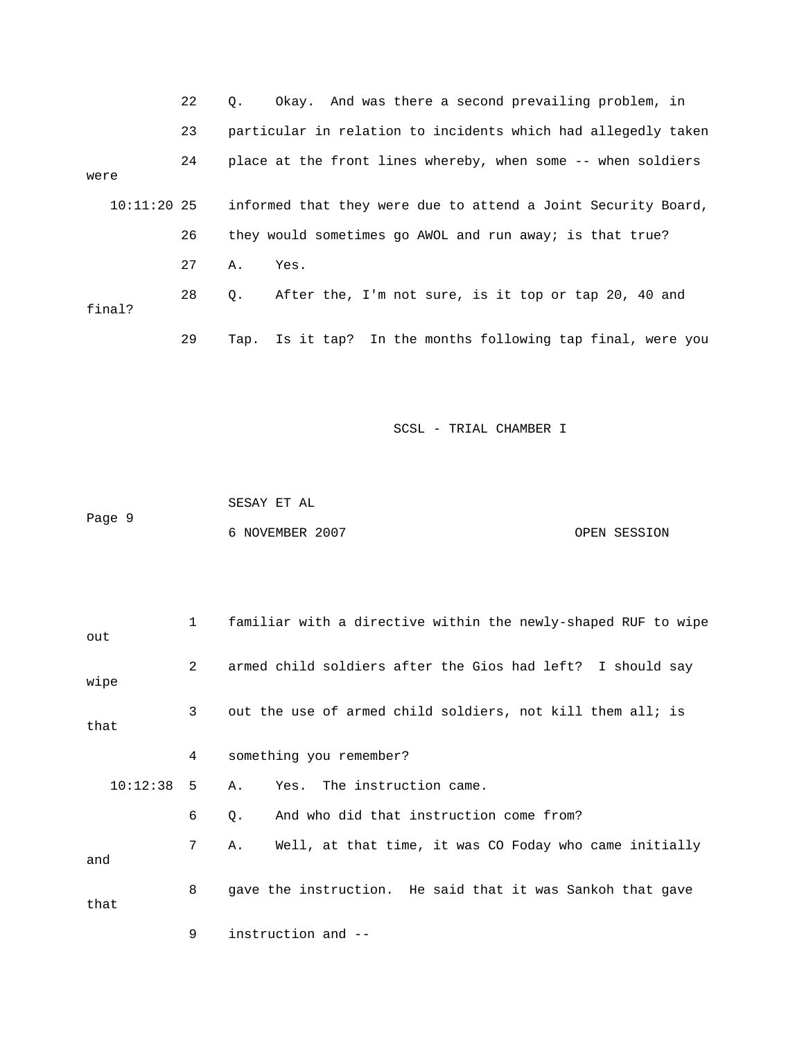22 Q. Okay. And was there a second prevailing problem, in

23 particular in relation to incidents which had allegedly taken

24 place at the front lines whereby, when some -- when soldiers were

10:11:20 25 informed that they were due to attend a Joint Security Board,

26 they would sometimes go AWOL and run away; is that true?

27 A. Yes.

28 Q. After the, I'm not sure, is it top or tap 20, 40 and final?

29 Tap. Is it tap? In the months following tap final, were you

SCSL - TRIAL CHAMBER I

SESAY ET AL

6 NOVEMBER 2007 OPEN SESSION

1 familiar with a directive within the newly-shaped RUF to wipe out

2 armed child soldiers after the Gios had left? I should say wipe

3 out the use of armed child soldiers, not kill them all; is that

4 something you remember?

10:12:38 5 A. Yes. The instruction came.

6 Q. And who did that instruction come from?

7 A. Well, at that time, it was CO Foday who came initially and

8 gave the instruction. He said that it was Sankoh that gave that

9 instruction and --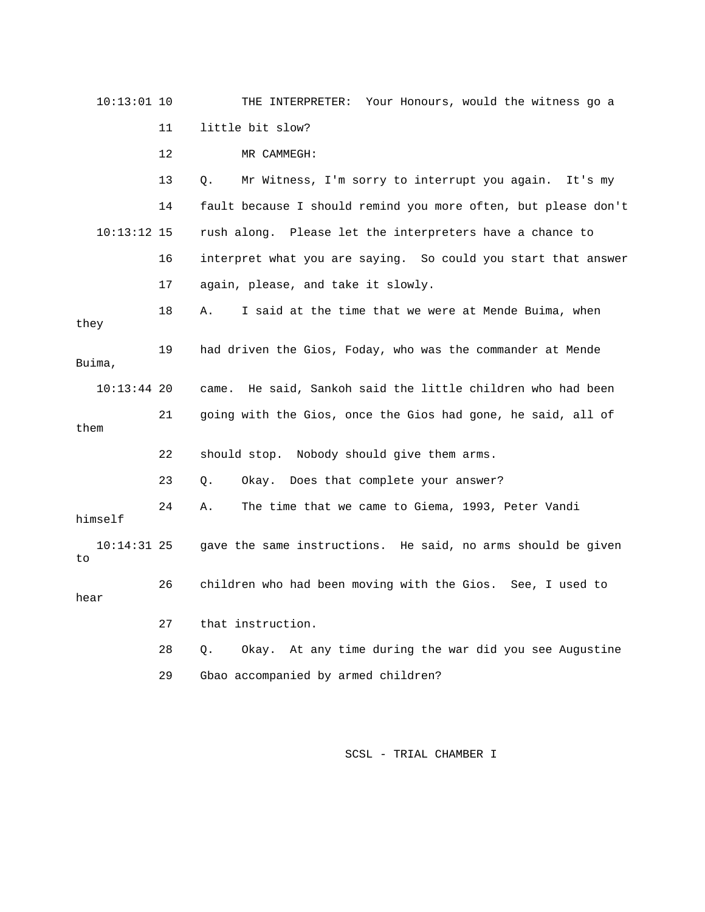10:13:01 10 THE INTERPRETER: Your Honours, would the witness go a

11 little bit slow?

12 MR CAMMEGH:

13 Q. Mr Witness, I'm sorry to interrupt you again. It's my

14 fault because I should remind you more often, but please don't

10:13:12 15 rush along. Please let the interpreters have a chance to

16 interpret what you are saying. So could you start that answer

17 again, please, and take it slowly.

18 A. I said at the time that we were at Mende Buima, when they

19 had driven the Gios, Foday, who was the commander at Mende Buima,

10:13:44 20 came. He said, Sankoh said the little children who had been

21 going with the Gios, once the Gios had gone, he said, all of them

22 should stop. Nobody should give them arms.

23 Q. Okay. Does that complete your answer?

24 A. The time that we came to Giema, 1993, Peter Vandi himself

10:14:31 25 gave the same instructions. He said, no arms should be given to

26 children who had been moving with the Gios. See, I used to hear

27 that instruction.

28 Q. Okay. At any time during the war did you see Augustine

29 Gbao accompanied by armed children?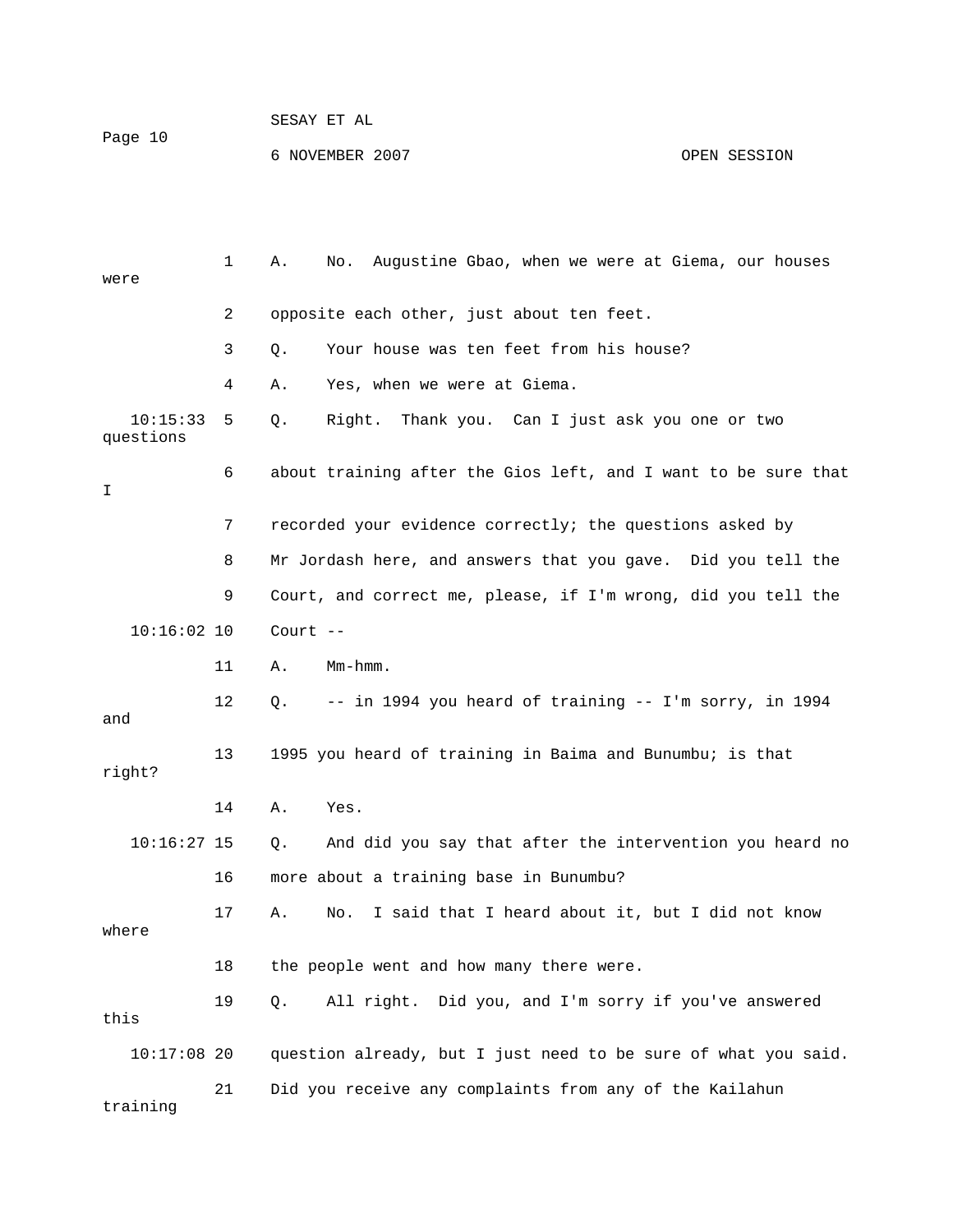1 A. No. Augustine Gbao, when we were at Giema, our houses were

2 opposite each other, just about ten feet.

3 Q. Your house was ten feet from his house?

4 A. Yes, when we were at Giema.

10:15:33 5 Q. Right. Thank you. Can I just ask you one or two questions

6 about training after the Gios left, and I want to be sure that I

7 recorded your evidence correctly; the questions asked by

8 Mr Jordash here, and answers that you gave. Did you tell the

9 Court, and correct me, please, if I'm wrong, did you tell the

10:16:02 10 Court --

11 A. Mm-hmm.

12 Q. -- in 1994 you heard of training -- I'm sorry, in 1994 and

13 1995 you heard of training in Baima and Bunumbu; is that right?

14 A. Yes.

10:16:27 15 Q. And did you say that after the intervention you heard no

16 more about a training base in Bunumbu?

17 A. No. I said that I heard about it, but I did not know where

18 the people went and how many there were.

19 Q. All right. Did you, and I'm sorry if you've answered this

10:17:08 20 question already, but I just need to be sure of what you said.

21 Did you receive any complaints from any of the Kailahun training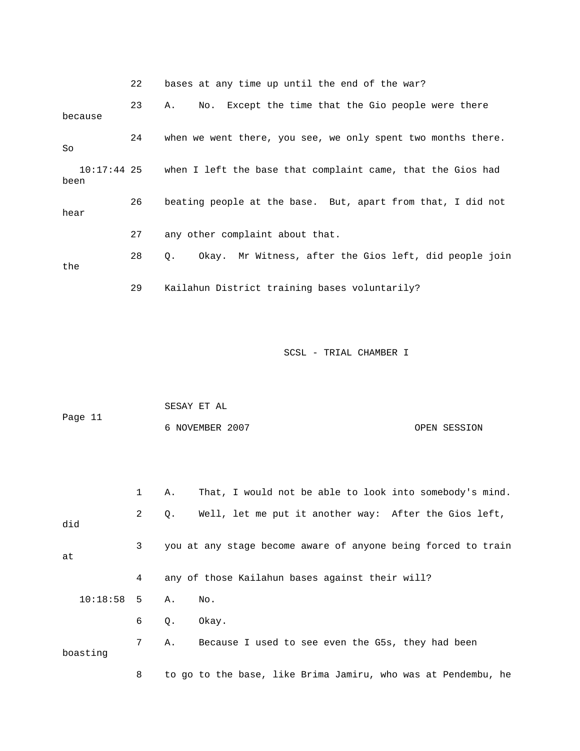22 bases at any time up until the end of the war?

23 A. No. Except the time that the Gio people were there because

24 when we went there, you see, we only spent two months there. So

10:17:44 25 when I left the base that complaint came, that the Gios had been

26 beating people at the base. But, apart from that, I did not hear

27 any other complaint about that.

28 Q. Okay. Mr Witness, after the Gios left, did people join the

29 Kailahun District training bases voluntarily?

1 A. That, I would not be able to look into somebody's mind.

2 Q. Well, let me put it another way: After the Gios left, did

3 you at any stage become aware of anyone being forced to train at

4 any of those Kailahun bases against their will?

10:18:58 5 A. No.

6 Q. Okay.

7 A. Because I used to see even the G5s, they had been boasting

8 to go to the base, like Brima Jamiru, who was at Pendembu, he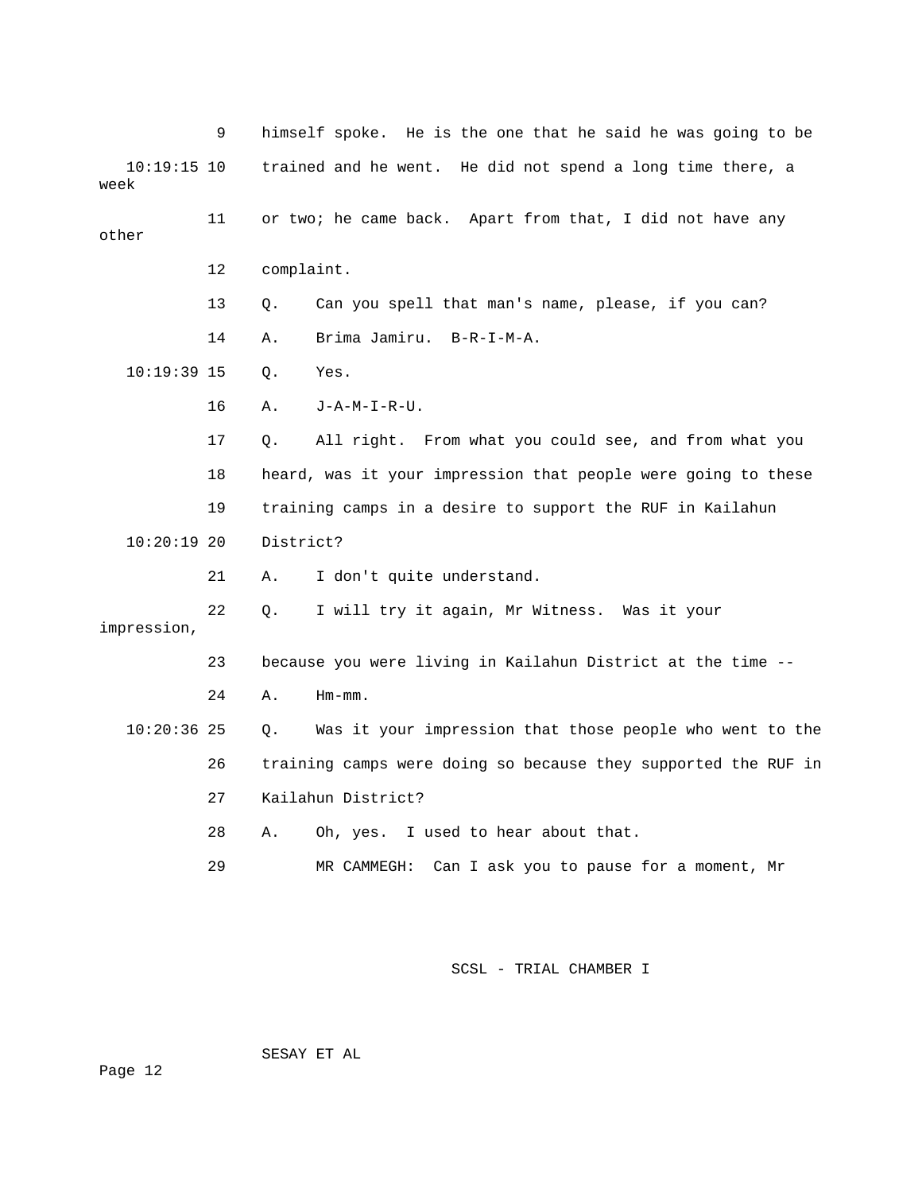9 himself spoke. He is the one that he said he was going to be

10:19:15 10 trained and he went. He did not spend a long time there, a week

11 or two; he came back. Apart from that, I did not have any other

12 complaint.

13 Q. Can you spell that man's name, please, if you can?

14 A. Brima Jamiru. B-R-I-M-A.

10:19:39 15 Q. Yes.

16 A. J-A-M-I-R-U.

17 Q. All right. From what you could see, and from what you

18 heard, was it your impression that people were going to these

19 training camps in a desire to support the RUF in Kailahun

10:20:19 20 District?

21 A. I don't quite understand.

22 Q. I will try it again, Mr Witness. Was it your impression,

23 because you were living in Kailahun District at the time --

24 A. Hm-mm.

10:20:36 25 Q. Was it your impression that those people who went to the

26 training camps were doing so because they supported the RUF in

27 Kailahun District?

28 A. Oh, yes. I used to hear about that.

29 MR CAMMEGH: Can I ask you to pause for a moment, Mr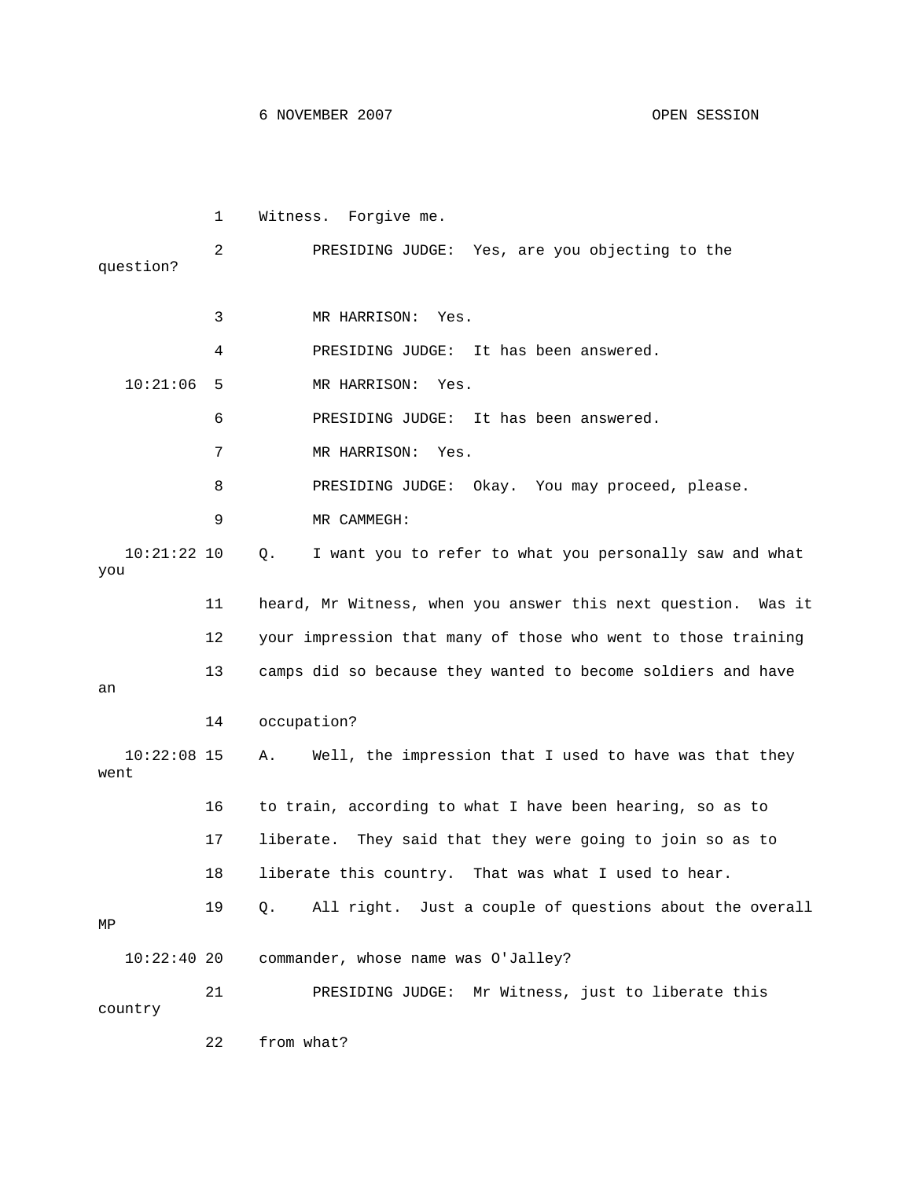1 Witness. Forgive me.

2 PRESIDING JUDGE: Yes, are you objecting to the question?

3 MR HARRISON: Yes.

4 PRESIDING JUDGE: It has been answered.

10:21:06 5 MR HARRISON: Yes.

6 PRESIDING JUDGE: It has been answered.

7 MR HARRISON: Yes.

8 PRESIDING JUDGE: Okay. You may proceed, please.

9 MR CAMMEGH:

10:21:22 10 Q. I want you to refer to what you personally saw and what you

11 heard, Mr Witness, when you answer this next question. Was it

12 your impression that many of those who went to those training

13 camps did so because they wanted to become soldiers and have an

14 occupation?

10:22:08 15 A. Well, the impression that I used to have was that they went

16 to train, according to what I have been hearing, so as to

17 liberate. They said that they were going to join so as to

18 liberate this country. That was what I used to hear.

19 Q. All right. Just a couple of questions about the overall MP

10:22:40 20 commander, whose name was O'Jalley?

21 PRESIDING JUDGE: Mr Witness, just to liberate this country

22 from what?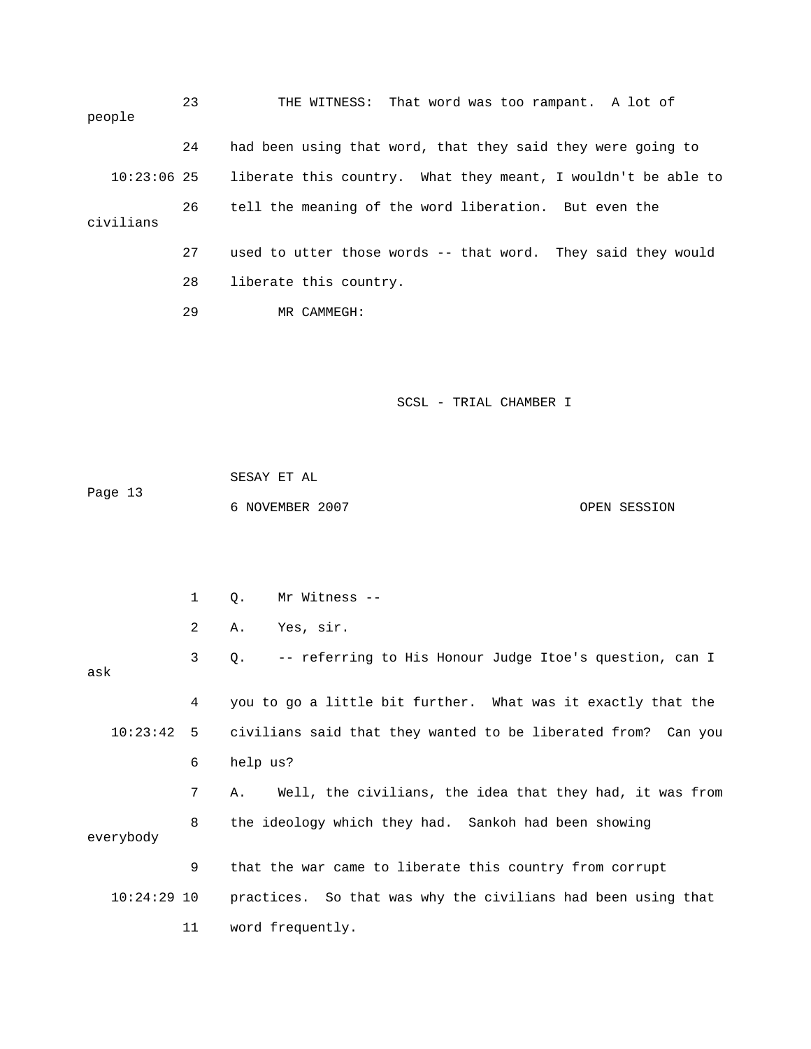23 THE WITNESS: That word was too rampant. A lot of people

24 had been using that word, that they said they were going to

10:23:06 25 liberate this country. What they meant, I wouldn't be able to

26 tell the meaning of the word liberation. But even the civilians

27 used to utter those words -- that word. They said they would

28 liberate this country.

29 MR CAMMEGH:

1 Q. Mr Witness --

2 A. Yes, sir.

3 Q. -- referring to His Honour Judge Itoe's question, can I ask

4 you to go a little bit further. What was it exactly that the

10:23:42 5 civilians said that they wanted to be liberated from? Can you

6 help us?

7 A. Well, the civilians, the idea that they had, it was from

8 the ideology which they had. Sankoh had been showing everybody

9 that the war came to liberate this country from corrupt

10:24:29 10 practices. So that was why the civilians had been using that

11 word frequently.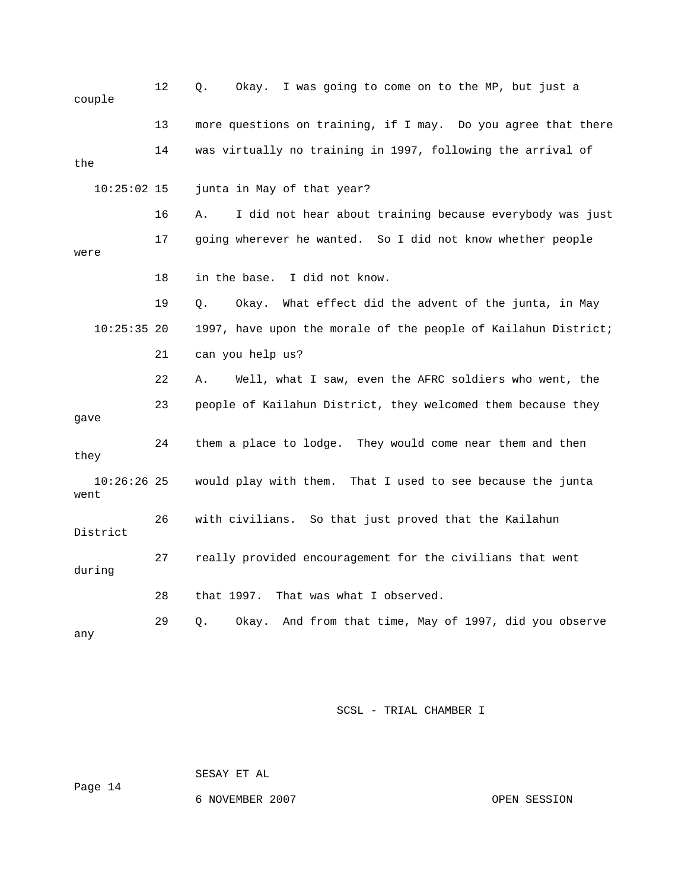12 Q. Okay. I was going to come on to the MP, but just a couple

13 more questions on training, if I may. Do you agree that there

14 was virtually no training in 1997, following the arrival of the

10:25:02 15 junta in May of that year?

16 A. I did not hear about training because everybody was just

17 going wherever he wanted. So I did not know whether people were

18 in the base. I did not know.

19 Q. Okay. What effect did the advent of the junta, in May

10:25:35 20 1997, have upon the morale of the people of Kailahun District;

21 can you help us?

22 A. Well, what I saw, even the AFRC soldiers who went, the

23 people of Kailahun District, they welcomed them because they gave

24 them a place to lodge. They would come near them and then they

10:26:26 25 would play with them. That I used to see because the junta went

26 with civilians. So that just proved that the Kailahun District

27 really provided encouragement for the civilians that went during

28 that 1997. That was what I observed.

29 Q. Okay. And from that time, May of 1997, did you observe any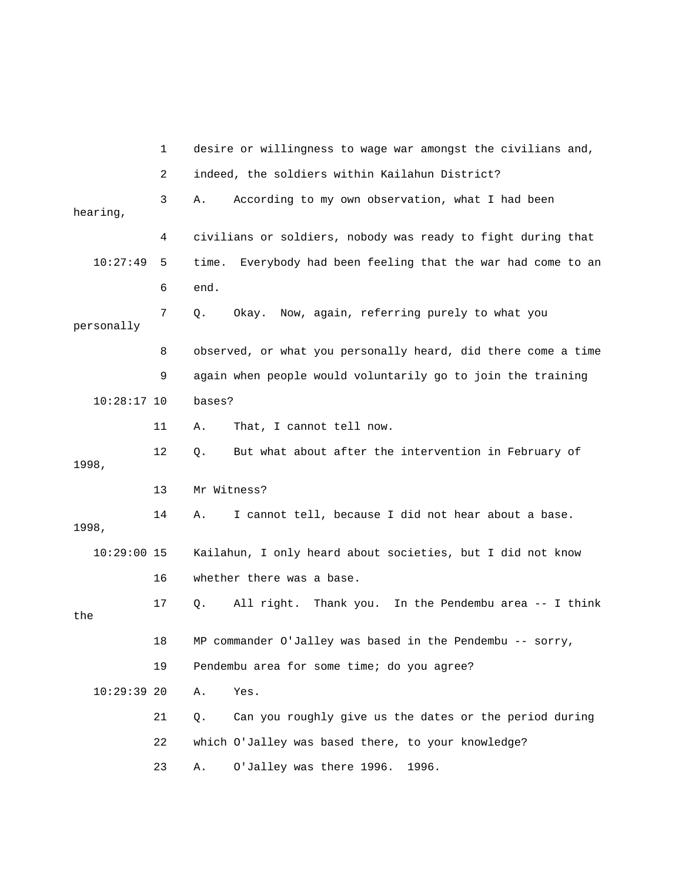1 desire or willingness to wage war amongst the civilians and,

2 indeed, the soldiers within Kailahun District?

3 A. According to my own observation, what I had been hearing,

4 civilians or soldiers, nobody was ready to fight during that

10:27:49 5 time. Everybody had been feeling that the war had come to an

6 end.

7 Q. Okay. Now, again, referring purely to what you personally

8 observed, or what you personally heard, did there come a time

9 again when people would voluntarily go to join the training

10:28:17 10 bases?

11 A. That, I cannot tell now.

12 Q. But what about after the intervention in February of 1998,

13 Mr Witness?

14 A. I cannot tell, because I did not hear about a base. 1998,

10:29:00 15 Kailahun, I only heard about societies, but I did not know

16 whether there was a base.

17 Q. All right. Thank you. In the Pendembu area -- I think the

18 MP commander O'Jalley was based in the Pendembu -- sorry,

19 Pendembu area for some time; do you agree?

10:29:39 20 A. Yes.

21 Q. Can you roughly give us the dates or the period during

22 which O'Jalley was based there, to your knowledge?

23 A. O'Jalley was there 1996. 1996.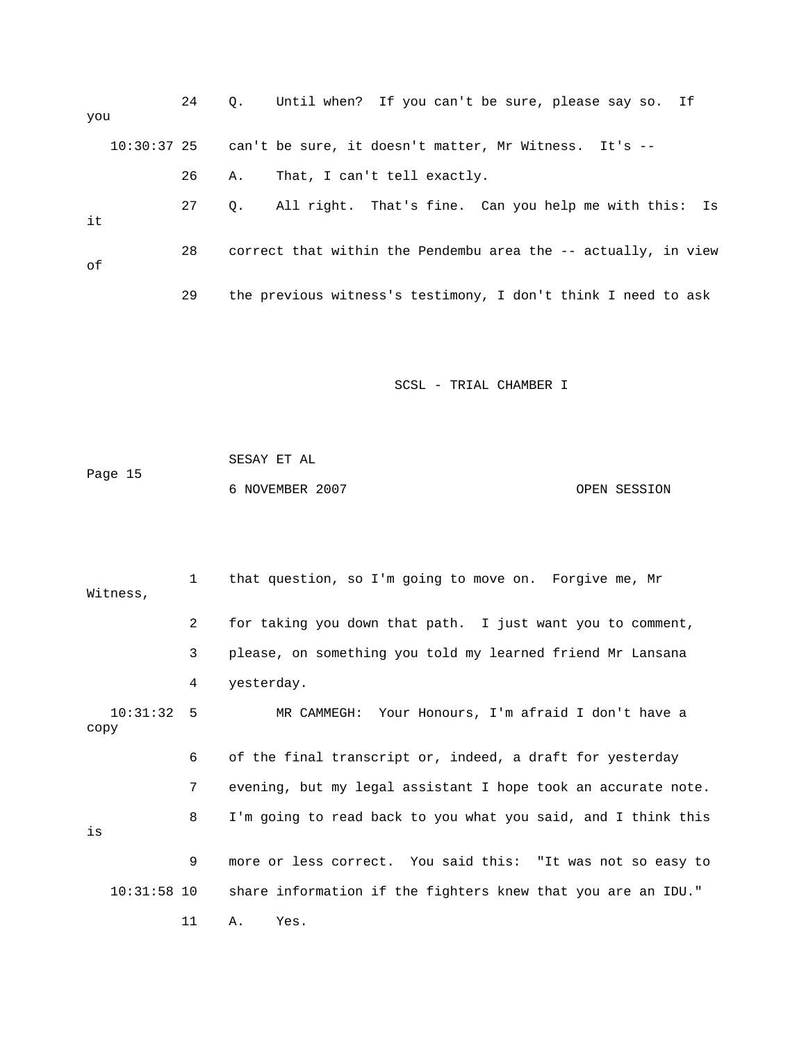24 Q. Until when? If you can't be sure, please say so. If you

10:30:37 25 can't be sure, it doesn't matter, Mr Witness. It's --

26 A. That, I can't tell exactly.

27 Q. All right. That's fine. Can you help me with this: Is it

28 correct that within the Pendembu area the -- actually, in view of

29 the previous witness's testimony, I don't think I need to ask

1 that question, so I'm going to move on. Forgive me, Mr Witness,

2 for taking you down that path. I just want you to comment,

3 please, on something you told my learned friend Mr Lansana

4 yesterday.

10:31:32 5 MR CAMMEGH: Your Honours, I'm afraid I don't have a copy

6 of the final transcript or, indeed, a draft for yesterday

7 evening, but my legal assistant I hope took an accurate note.

8 I'm going to read back to you what you said, and I think this is

9 more or less correct. You said this: "It was not so easy to

10:31:58 10 share information if the fighters knew that you are an IDU."

11 A. Yes.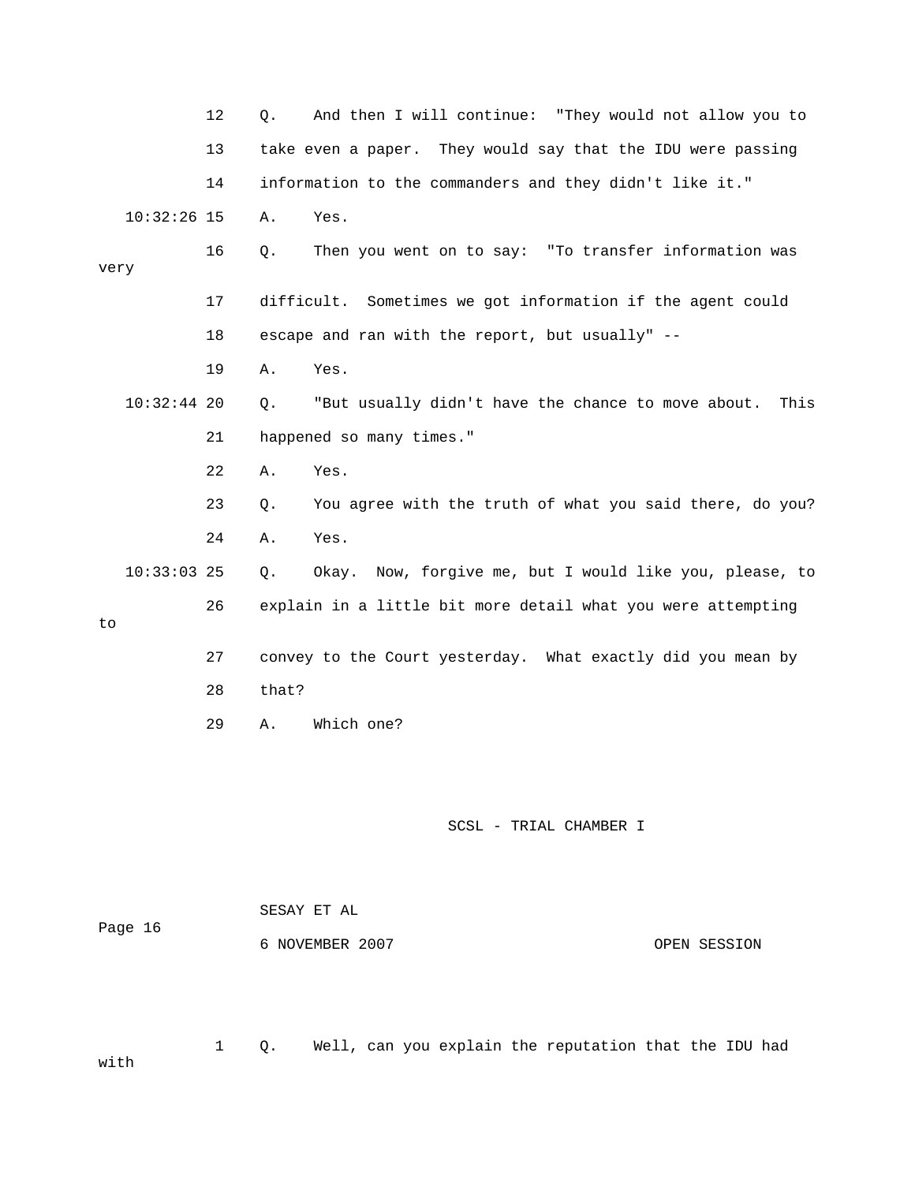12 Q. And then I will continue: "They would not allow you to

13 take even a paper. They would say that the IDU were passing

14 information to the commanders and they didn't like it."

10:32:26 15 A. Yes.

16 Q. Then you went on to say: "To transfer information was very

17 difficult. Sometimes we got information if the agent could

18 escape and ran with the report, but usually" --

19 A. Yes.

10:32:44 20 Q. "But usually didn't have the chance to move about. This

21 happened so many times."

22 A. Yes.

23 Q. You agree with the truth of what you said there, do you?

24 A. Yes.

10:33:03 25 Q. Okay. Now, forgive me, but I would like you, please, to

26 explain in a little bit more detail what you were attempting to

27 convey to the Court yesterday. What exactly did you mean by

28 that?

29 A. Which one?

1 Q. Well, can you explain the reputation that the IDU had with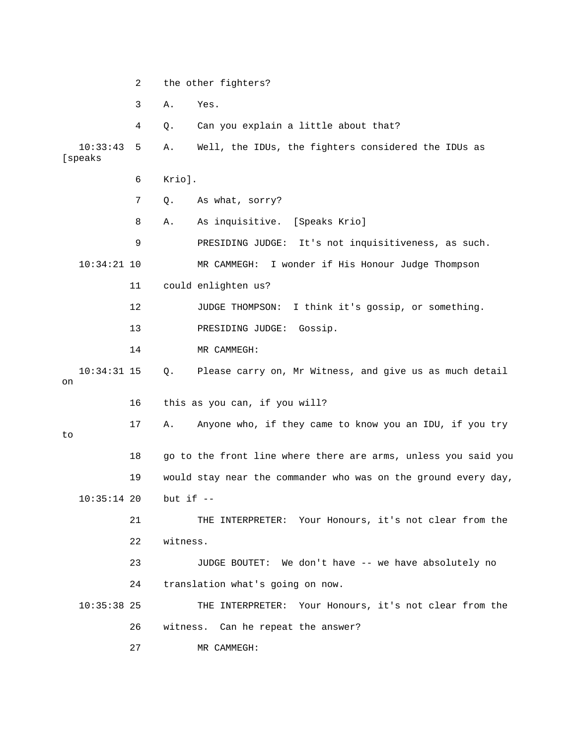2 the other fighters?

3 A. Yes.

4 Q. Can you explain a little about that?

10:33:43 5 A. Well, the IDUs, the fighters considered the IDUs as [speaks

6 Krio].

7 Q. As what, sorry?

8 A. As inquisitive. [Speaks Krio]

9 PRESIDING JUDGE: It's not inquisitiveness, as such.

10:34:21 10 MR CAMMEGH: I wonder if His Honour Judge Thompson

11 could enlighten us?

12 JUDGE THOMPSON: I think it's gossip, or something.

13 PRESIDING JUDGE: Gossip.

14 MR CAMMEGH:

10:34:31 15 Q. Please carry on, Mr Witness, and give us as much detail on

16 this as you can, if you will?

17 A. Anyone who, if they came to know you an IDU, if you try to

18 go to the front line where there are arms, unless you said you

19 would stay near the commander who was on the ground every day,

10:35:14 20 but if --

21 THE INTERPRETER: Your Honours, it's not clear from the

22 witness.

23 JUDGE BOUTET: We don't have -- we have absolutely no

24 translation what's going on now.

10:35:38 25 THE INTERPRETER: Your Honours, it's not clear from the

26 witness. Can he repeat the answer?

27 MR CAMMEGH: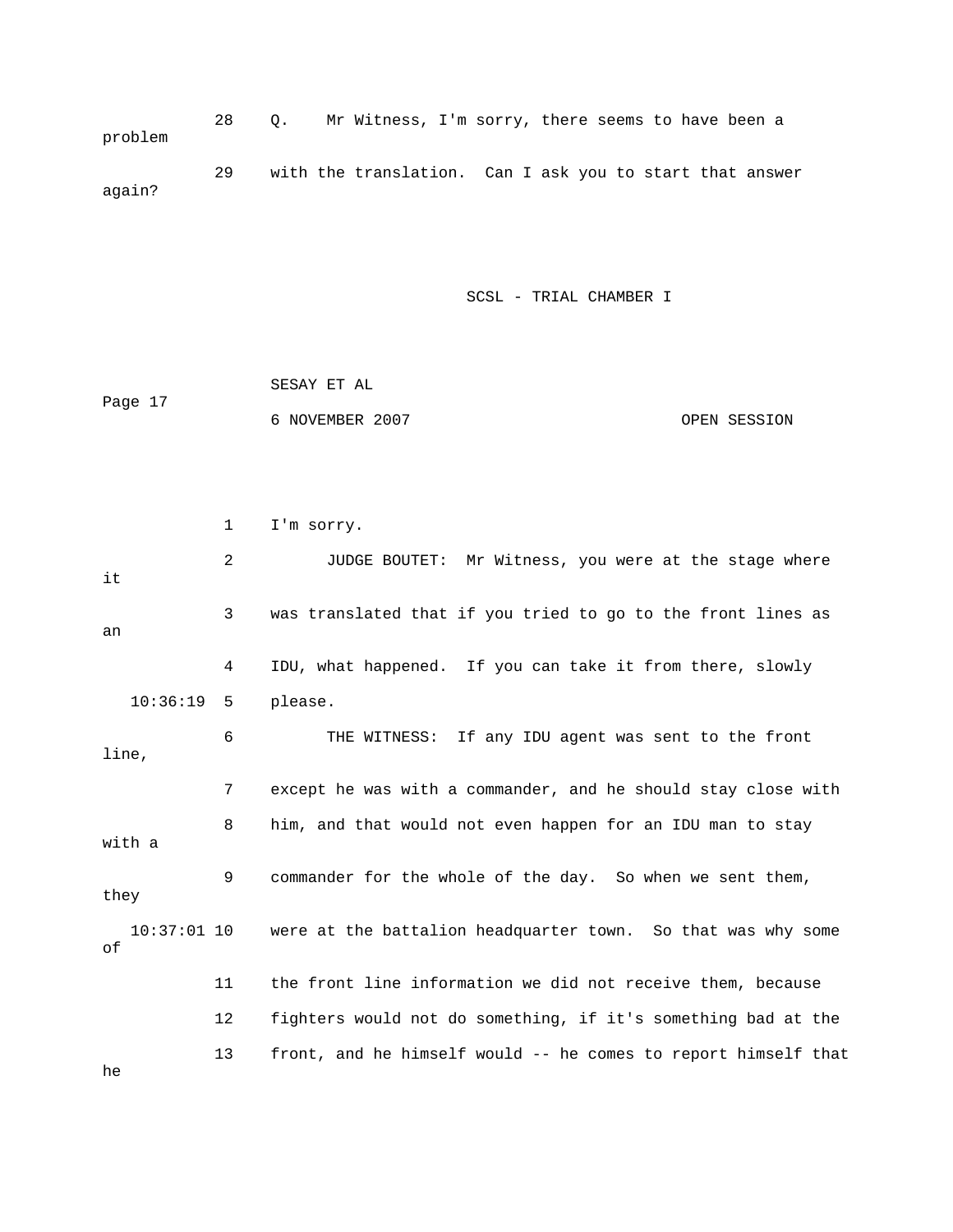28 Q. Mr Witness, I'm sorry, there seems to have been a problem

29 with the translation. Can I ask you to start that answer again?

1 I'm sorry.

2 JUDGE BOUTET: Mr Witness, you were at the stage where it

3 was translated that if you tried to go to the front lines as an

4 IDU, what happened. If you can take it from there, slowly

10:36:19 5 please.

6 THE WITNESS: If any IDU agent was sent to the front line,

7 except he was with a commander, and he should stay close with

8 him, and that would not even happen for an IDU man to stay with a

9 commander for the whole of the day. So when we sent them, they

10:37:01 10 were at the battalion headquarter town. So that was why some of

11 the front line information we did not receive them, because

12 fighters would not do something, if it's something bad at the

13 front, and he himself would -- he comes to report himself that he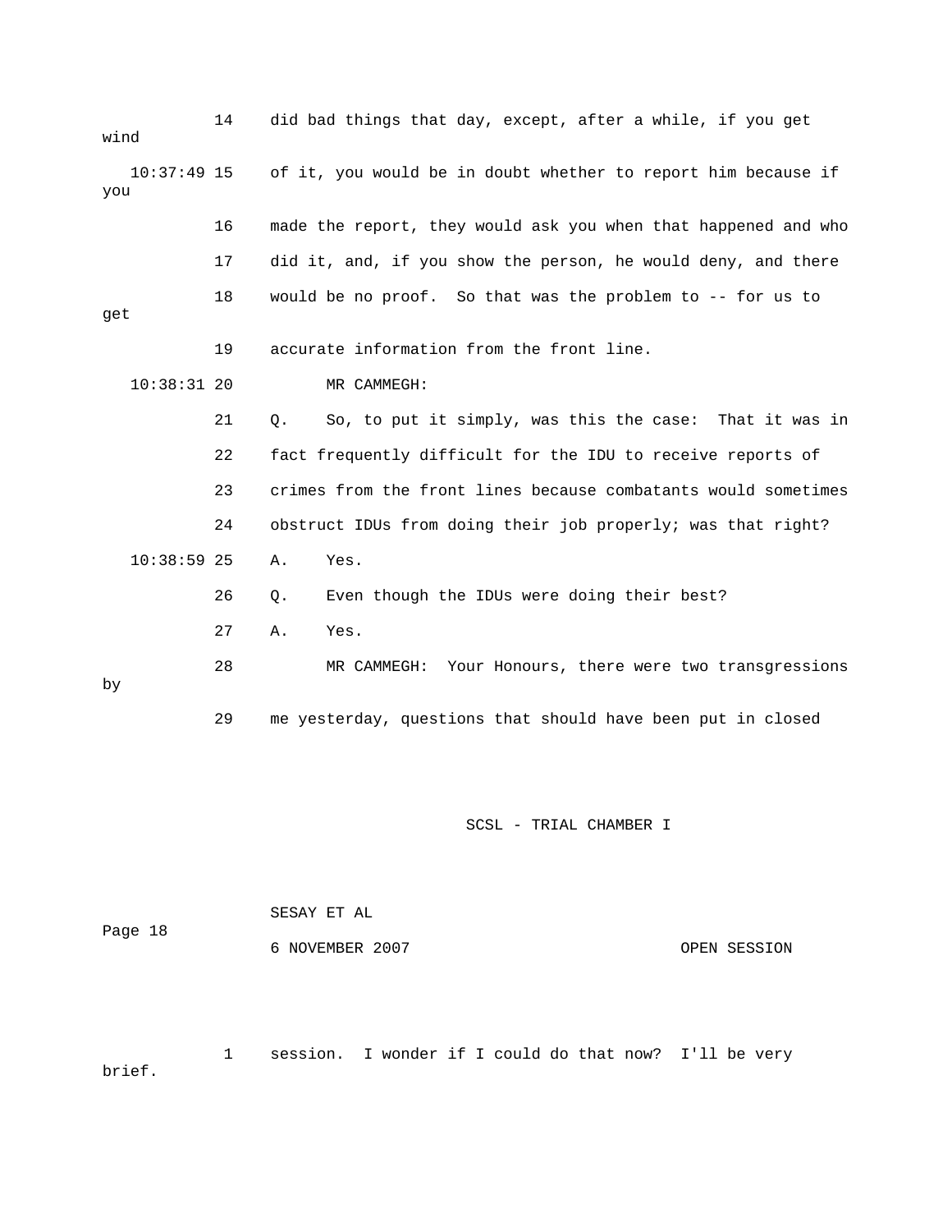14 did bad things that day, except, after a while, if you get wind

10:37:49 15 of it, you would be in doubt whether to report him because if you

16 made the report, they would ask you when that happened and who

17 did it, and, if you show the person, he would deny, and there

18 would be no proof. So that was the problem to -- for us to get

19 accurate information from the front line.

10:38:31 20 MR CAMMEGH:

21 Q. So, to put it simply, was this the case: That it was in

22 fact frequently difficult for the IDU to receive reports of

23 crimes from the front lines because combatants would sometimes

24 obstruct IDUs from doing their job properly; was that right?

10:38:59 25 A. Yes.

26 Q. Even though the IDUs were doing their best?

27 A. Yes.

28 MR CAMMEGH: Your Honours, there were two transgressions by

29 me yesterday, questions that should have been put in closed

1 session. I wonder if I could do that now? I'll be very brief.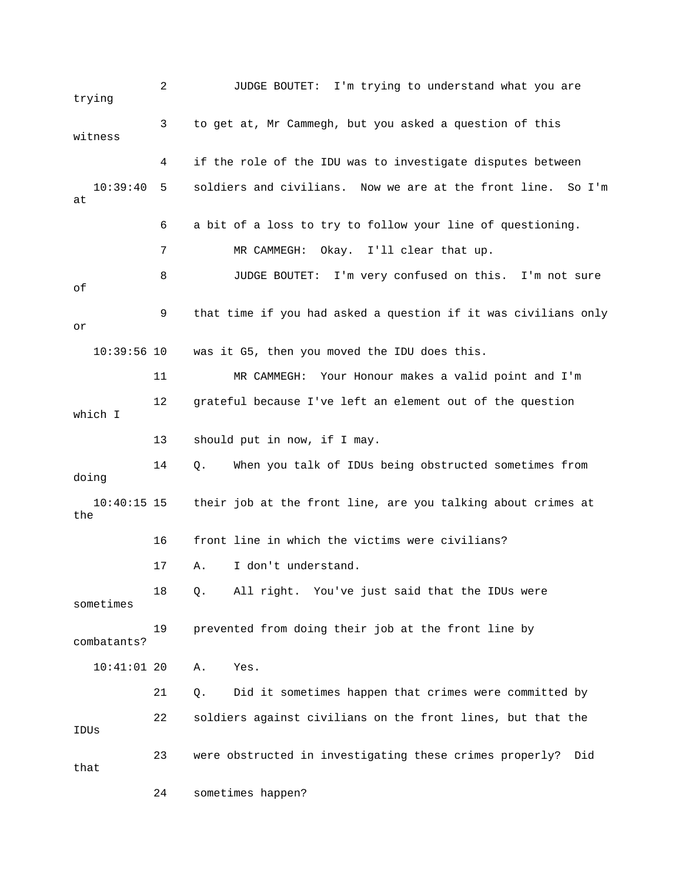2 JUDGE BOUTET: I'm trying to understand what you are trying

3 to get at, Mr Cammegh, but you asked a question of this witness

4 if the role of the IDU was to investigate disputes between

10:39:40 5 soldiers and civilians. Now we are at the front line. So I'm at

6 a bit of a loss to try to follow your line of questioning.

7 MR CAMMEGH: Okay. I'll clear that up.

8 JUDGE BOUTET: I'm very confused on this. I'm not sure of

9 that time if you had asked a question if it was civilians only or

10:39:56 10 was it G5, then you moved the IDU does this.

11 MR CAMMEGH: Your Honour makes a valid point and I'm

12 grateful because I've left an element out of the question which I

13 should put in now, if I may.

14 Q. When you talk of IDUs being obstructed sometimes from doing

10:40:15 15 their job at the front line, are you talking about crimes at the

16 front line in which the victims were civilians?

17 A. I don't understand.

18 Q. All right. You've just said that the IDUs were sometimes

19 prevented from doing their job at the front line by combatants?

10:41:01 20 A. Yes.

21 Q. Did it sometimes happen that crimes were committed by

22 soldiers against civilians on the front lines, but that the IDUs

23 were obstructed in investigating these crimes properly? Did that

24 sometimes happen?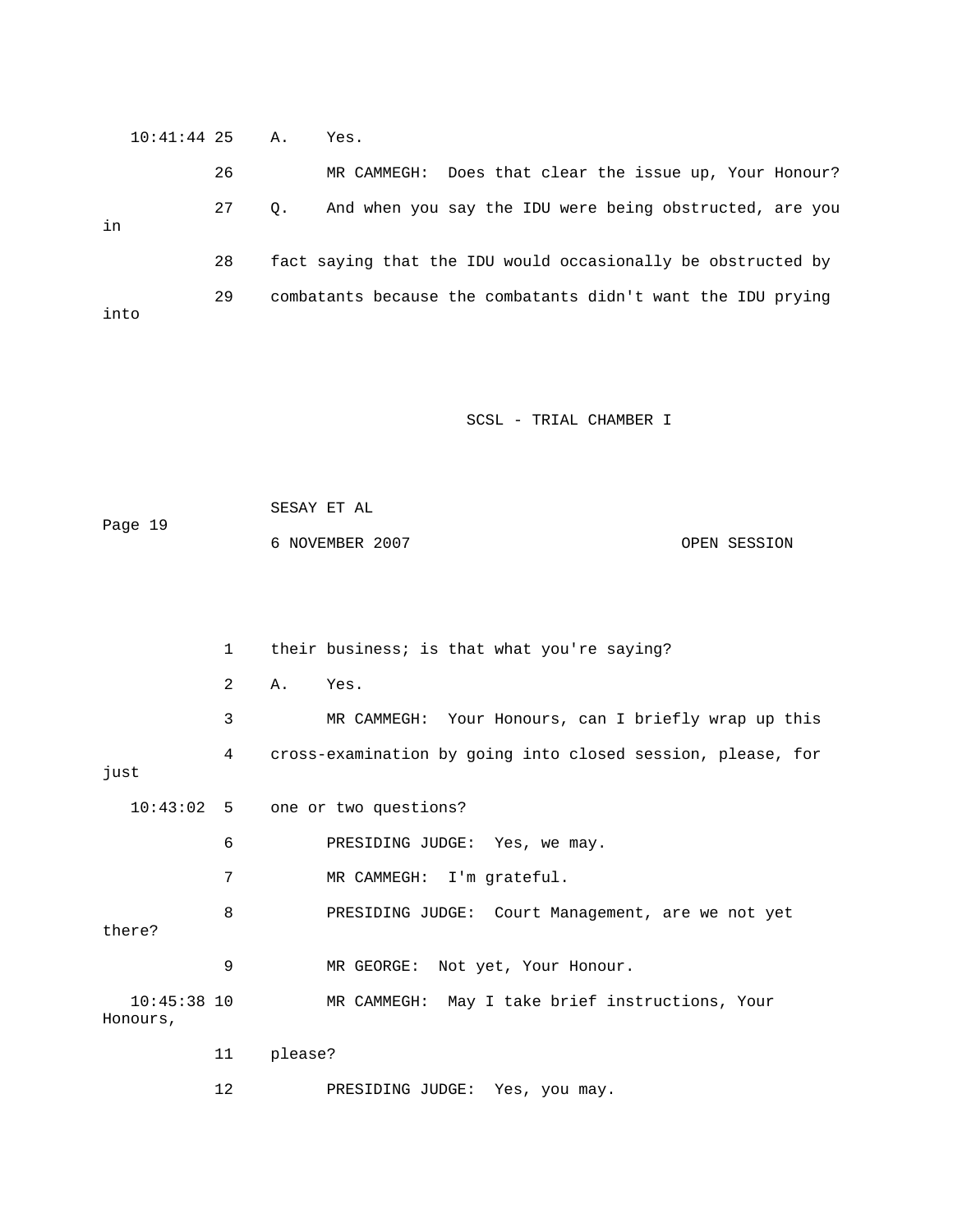10:41:44 25 A. Yes.

26 MR CAMMEGH: Does that clear the issue up, Your Honour?

27 Q. And when you say the IDU were being obstructed, are you in

28 fact saying that the IDU would occasionally be obstructed by

29 combatants because the combatants didn't want the IDU prying into

1 their business; is that what you're saying?

2 A. Yes.

3 MR CAMMEGH: Your Honours, can I briefly wrap up this

4 cross-examination by going into closed session, please, for just

10:43:02 5 one or two questions?

6 PRESIDING JUDGE: Yes, we may.

7 MR CAMMEGH: I'm grateful.

8 PRESIDING JUDGE: Court Management, are we not yet there?

9 MR GEORGE: Not yet, Your Honour.

10:45:38 10 MR CAMMEGH: May I take brief instructions, Your Honours,

11 please?

12 PRESIDING JUDGE: Yes, you may.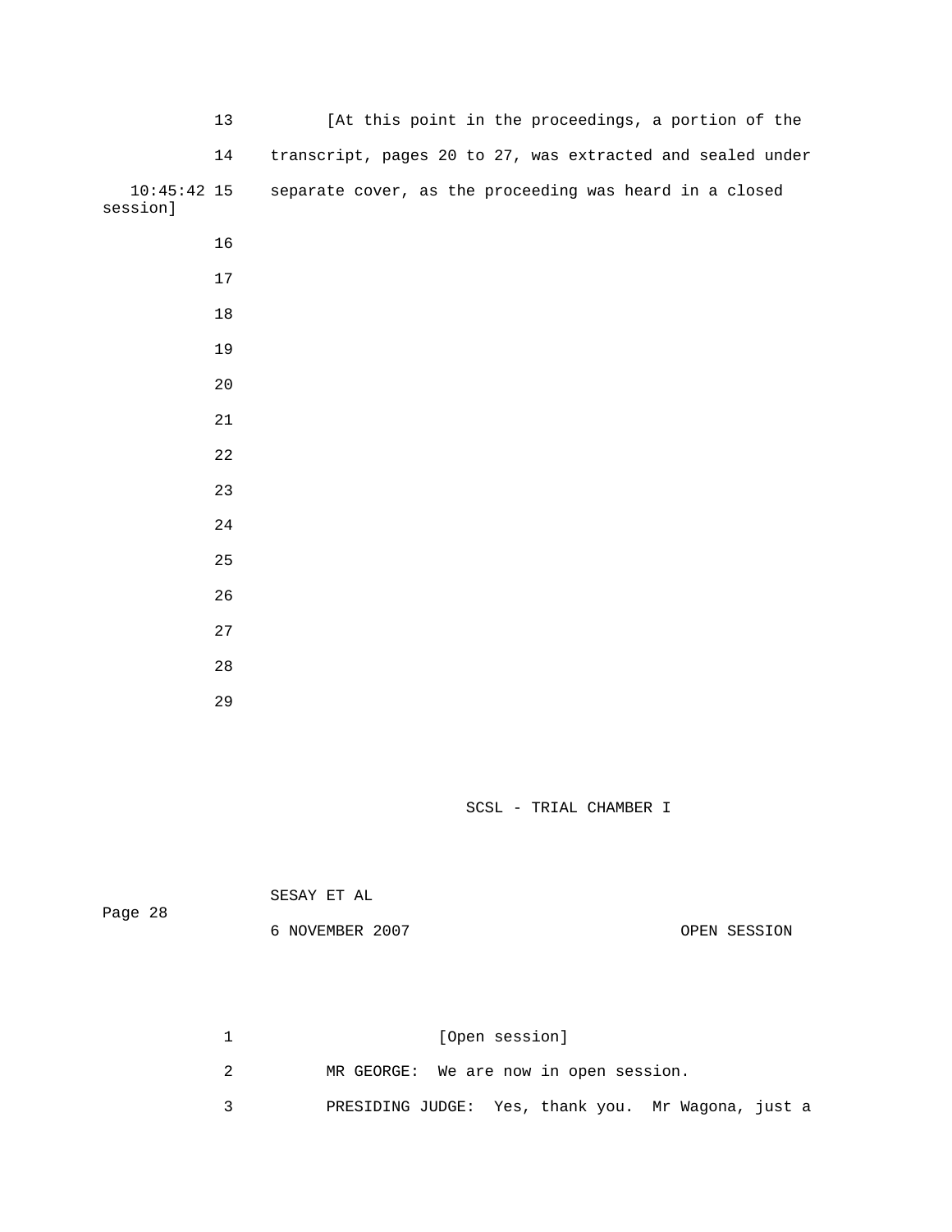[At this point in the proceedings, a portion of the transcript, pages 20 to 27, was extracted and sealed under separate cover, as the proceeding was heard in a closed session]

[Open session]

MR GEORGE: We are now in open session.

PRESIDING JUDGE: Yes, thank you. Mr Wagona, just a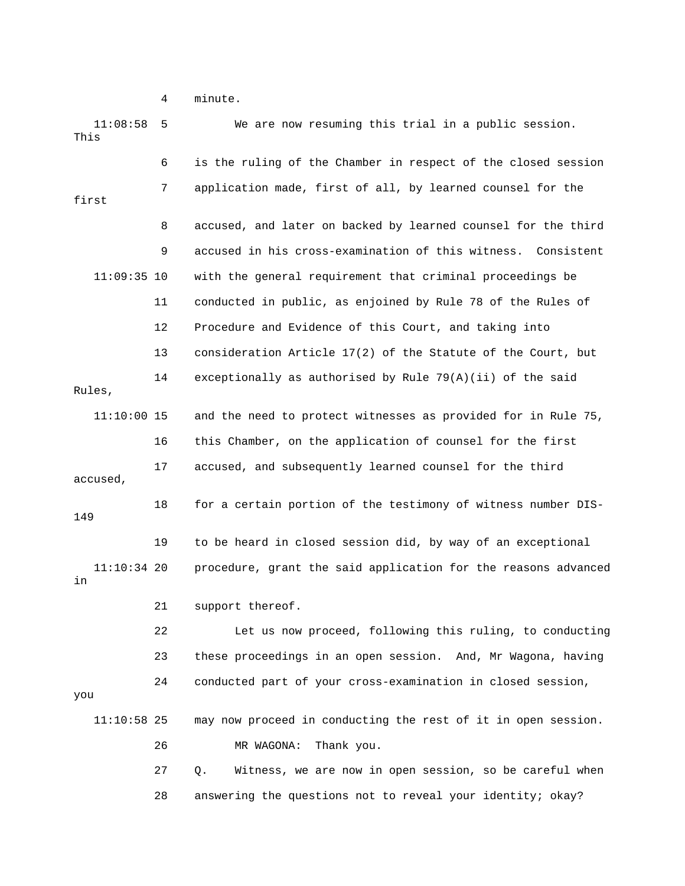4 minute.

11:08:58 5 We are now resuming this trial in a public session. This

6 is the ruling of the Chamber in respect of the closed session

7 application made, first of all, by learned counsel for the first

8 accused, and later on backed by learned counsel for the third

9 accused in his cross-examination of this witness. Consistent

11:09:35 10 with the general requirement that criminal proceedings be

11 conducted in public, as enjoined by Rule 78 of the Rules of

12 Procedure and Evidence of this Court, and taking into

13 consideration Article 17(2) of the Statute of the Court, but

14 exceptionally as authorised by Rule 79(A)(ii) of the said Rules,

11:10:00 15 and the need to protect witnesses as provided for in Rule 75,

16 this Chamber, on the application of counsel for the first

17 accused, and subsequently learned counsel for the third accused,

18 for a certain portion of the testimony of witness number DIS-149

19 to be heard in closed session did, by way of an exceptional

11:10:34 20 procedure, grant the said application for the reasons advanced in

21 support thereof.

22 Let us now proceed, following this ruling, to conducting

23 these proceedings in an open session. And, Mr Wagona, having

24 conducted part of your cross-examination in closed session, you

11:10:58 25 may now proceed in conducting the rest of it in open session.

26 MR WAGONA: Thank you.

27 Q. Witness, we are now in open session, so be careful when

28 answering the questions not to reveal your identity; okay?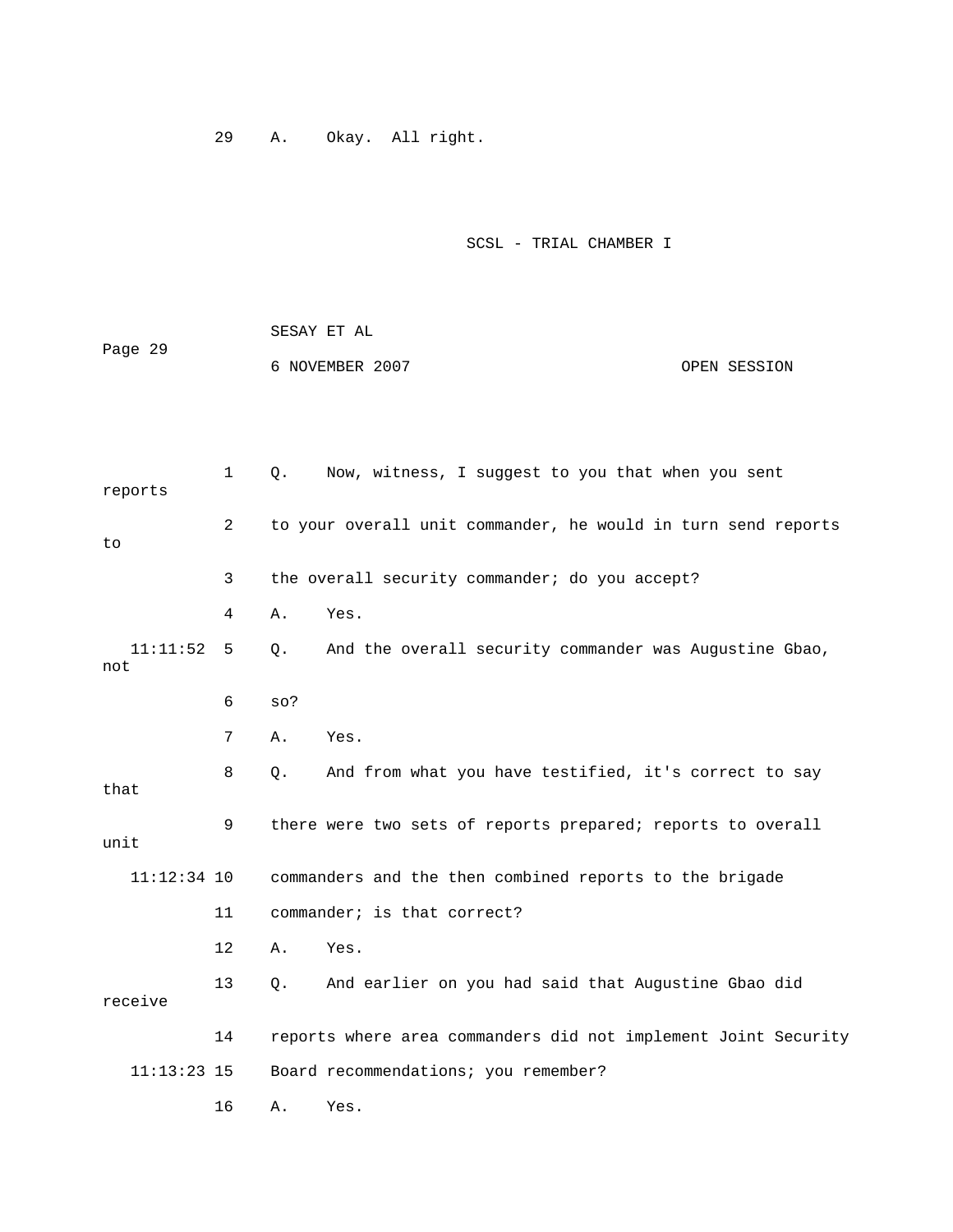29 A. Okay. All right.

SCSL - TRIAL CHAMBER I

SESAY ET AL

6 NOVEMBER 2007 OPEN SESSION

1 Q. Now, witness, I suggest to you that when you sent reports

2 to your overall unit commander, he would in turn send reports to

3 the overall security commander; do you accept?

4 A. Yes.

11:11:52 5 Q. And the overall security commander was Augustine Gbao, not

6 so?

7 A. Yes.

8 Q. And from what you have testified, it's correct to say that

9 there were two sets of reports prepared; reports to overall unit

11:12:34 10 commanders and the then combined reports to the brigade

11 commander; is that correct?

12 A. Yes.

13 Q. And earlier on you had said that Augustine Gbao did receive

14 reports where area commanders did not implement Joint Security

11:13:23 15 Board recommendations; you remember?

16 A. Yes.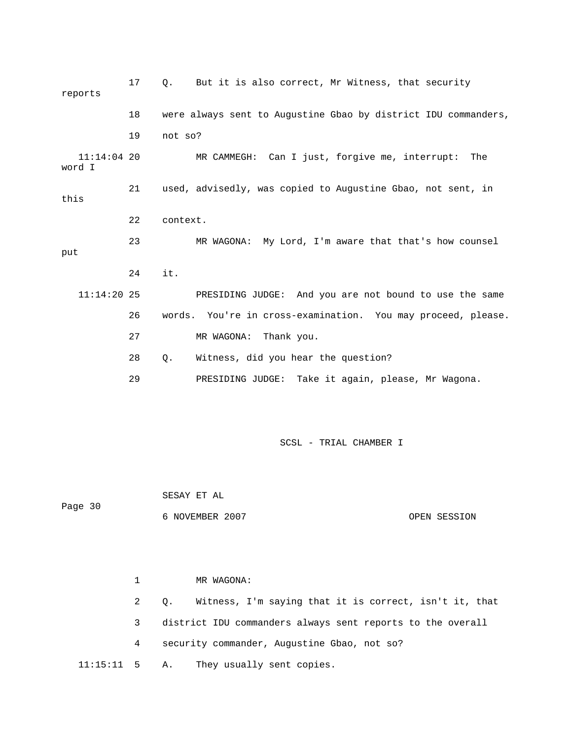17 Q. But it is also correct, Mr Witness, that security reports

18 were always sent to Augustine Gbao by district IDU commanders,

19 not so?

11:14:04 20 MR CAMMEGH: Can I just, forgive me, interrupt: The word I

21 used, advisedly, was copied to Augustine Gbao, not sent, in this

22 context.

23 MR WAGONA: My Lord, I'm aware that that's how counsel put

24 it.

11:14:20 25 PRESIDING JUDGE: And you are not bound to use the same

26 words. You're in cross-examination. You may proceed, please.

27 MR WAGONA: Thank you.

28 Q. Witness, did you hear the question?

29 PRESIDING JUDGE: Take it again, please, Mr Wagona.

1 MR WAGONA:

2 Q. Witness, I'm saying that it is correct, isn't it, that

3 district IDU commanders always sent reports to the overall

4 security commander, Augustine Gbao, not so?

11:15:11 5 A. They usually sent copies.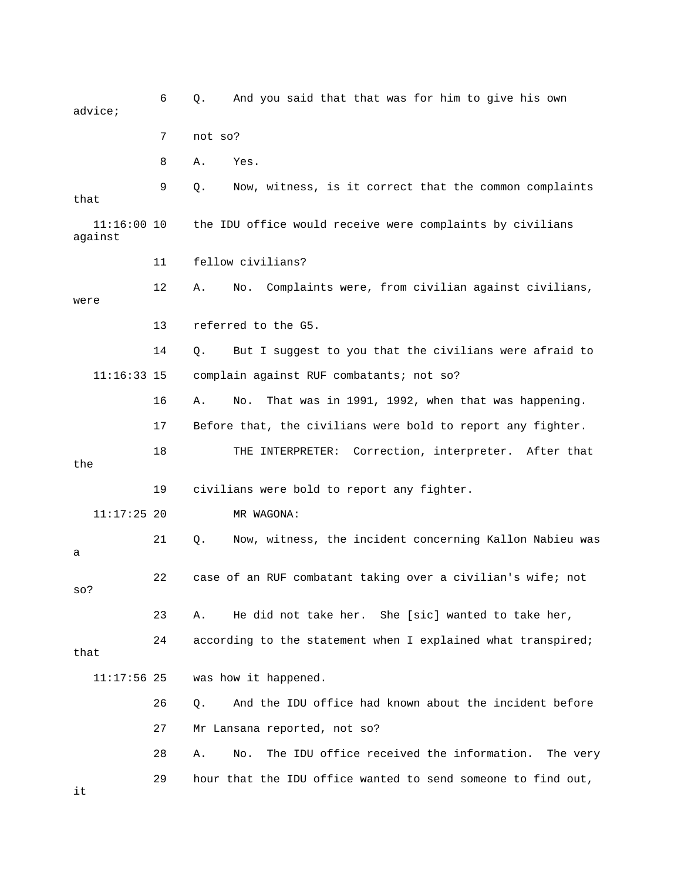6 Q. And you said that that was for him to give his own advice;

7 not so?

8 A. Yes.

9 Q. Now, witness, is it correct that the common complaints that

11:16:00 10 the IDU office would receive were complaints by civilians against

11 fellow civilians?

12 A. No. Complaints were, from civilian against civilians, were

13 referred to the G5.

14 Q. But I suggest to you that the civilians were afraid to

11:16:33 15 complain against RUF combatants; not so?

16 A. No. That was in 1991, 1992, when that was happening.

17 Before that, the civilians were bold to report any fighter.

18 THE INTERPRETER: Correction, interpreter. After that the

19 civilians were bold to report any fighter.

11:17:25 20 MR WAGONA:

21 Q. Now, witness, the incident concerning Kallon Nabieu was a

22 case of an RUF combatant taking over a civilian's wife; not so?

23 A. He did not take her. She [sic] wanted to take her,

24 according to the statement when I explained what transpired; that

11:17:56 25 was how it happened.

26 Q. And the IDU office had known about the incident before

27 Mr Lansana reported, not so?

28 A. No. The IDU office received the information. The very

29 hour that the IDU office wanted to send someone to find out, it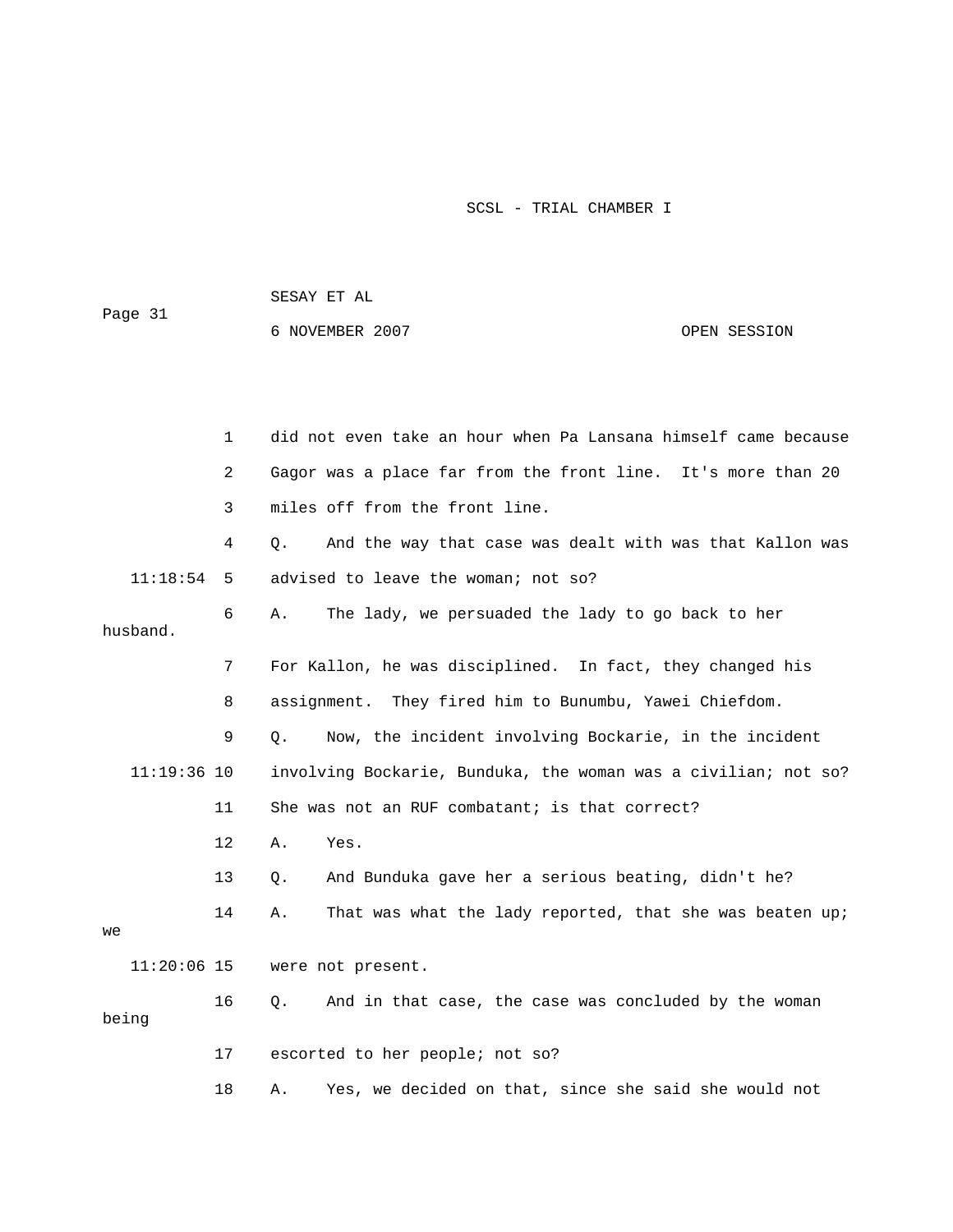did not even take an hour when Pa Lansana himself came because Gagor was a place far from the front line. It's more than 20 miles off from the front line.

Q. And the way that case was dealt with was that Kallon was advised to leave the woman; not so?

A. The lady, we persuaded the lady to go back to her husband. For Kallon, he was disciplined. In fact, they changed his assignment. They fired him to Bunumbu, Yawei Chiefdom.

Q. Now, the incident involving Bockarie, in the incident involving Bockarie, Bunduka, the woman was a civilian; not so? She was not an RUF combatant; is that correct?

A. Yes.

Q. And Bunduka gave her a serious beating, didn't he?

A. That was what the lady reported, that she was beaten up; we were not present.

Q. And in that case, the case was concluded by the woman being escorted to her people; not so?

A. Yes, we decided on that, since she said she would not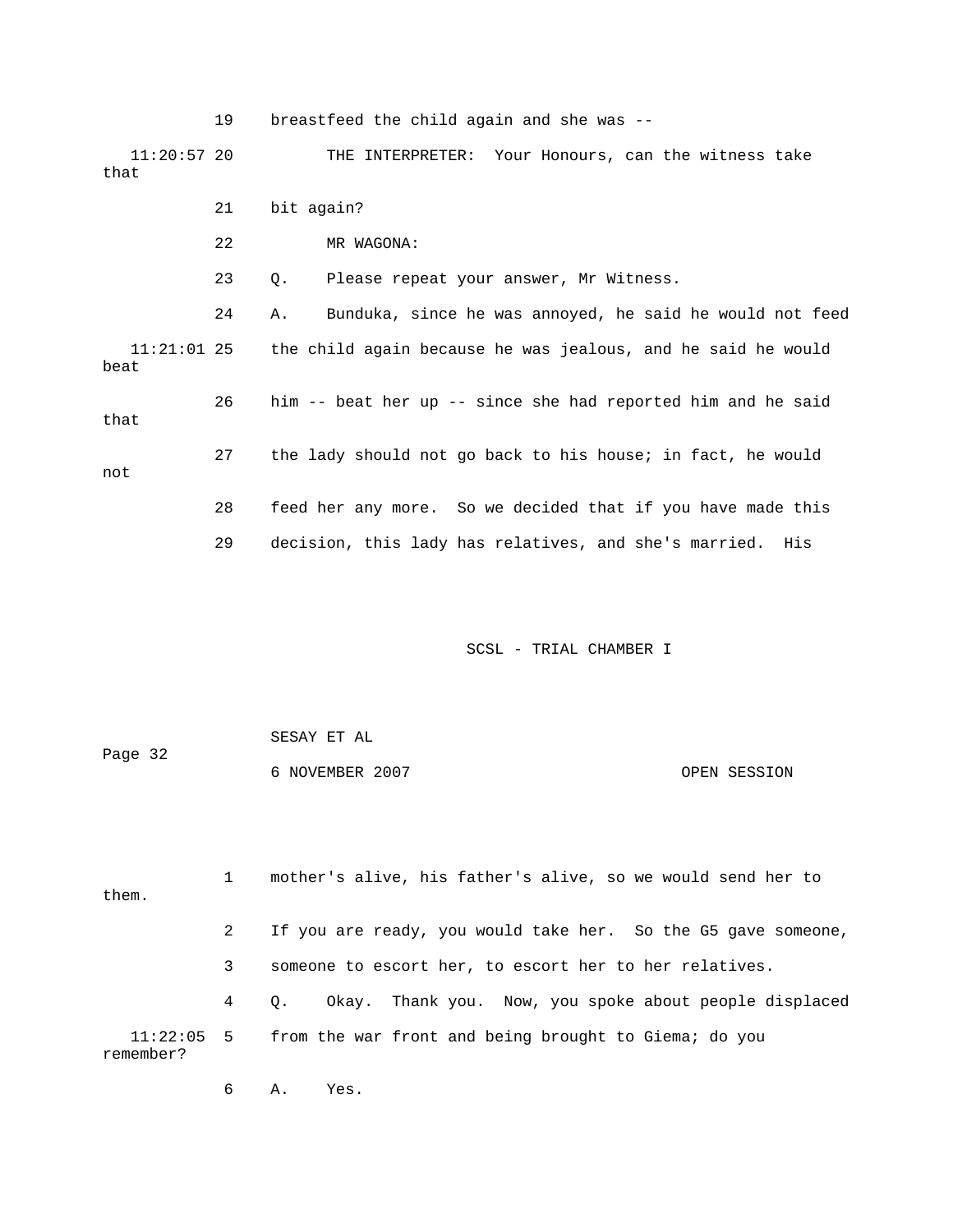19 breastfeed the child again and she was --

11:20:57 20 THE INTERPRETER: Your Honours, can the witness take that

21 bit again?

22 MR WAGONA:

23 Q. Please repeat your answer, Mr Witness.

24 A. Bunduka, since he was annoyed, he said he would not feed

11:21:01 25 the child again because he was jealous, and he said he would beat

26 him -- beat her up -- since she had reported him and he said that

27 the lady should not go back to his house; in fact, he would not

28 feed her any more. So we decided that if you have made this

29 decision, this lady has relatives, and she's married. His

1 mother's alive, his father's alive, so we would send her to them.

2 If you are ready, you would take her. So the G5 gave someone,

3 someone to escort her, to escort her to her relatives.

4 Q. Okay. Thank you. Now, you spoke about people displaced

11:22:05 5 from the war front and being brought to Giema; do you remember?

6 A. Yes.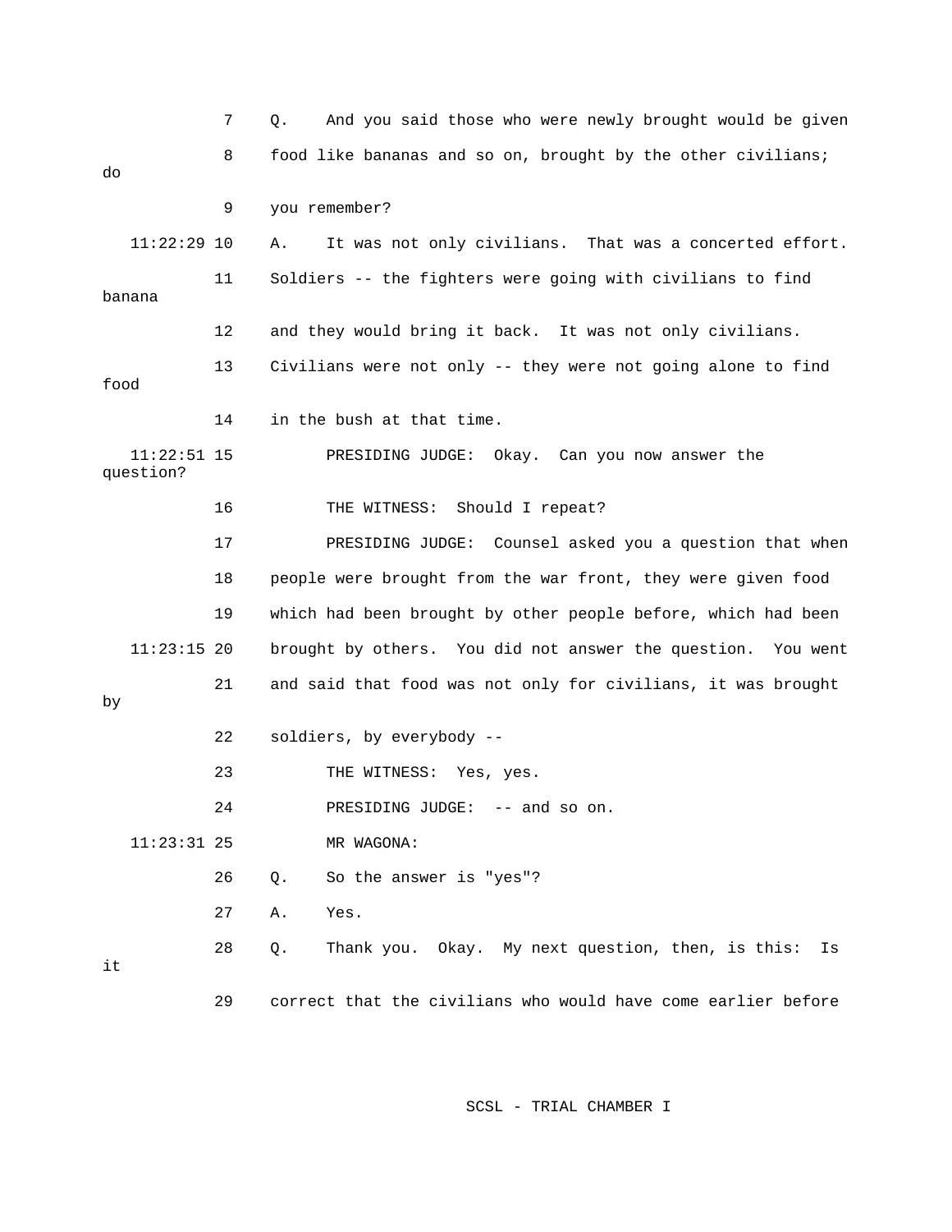7 Q. And you said those who were newly brought would be given

8 food like bananas and so on, brought by the other civilians; do

9 you remember?

11:22:29 10 A. It was not only civilians. That was a concerted effort.

11 Soldiers -- the fighters were going with civilians to find banana

12 and they would bring it back. It was not only civilians.

13 Civilians were not only -- they were not going alone to find food

14 in the bush at that time.

11:22:51 15 PRESIDING JUDGE: Okay. Can you now answer the question?

16 THE WITNESS: Should I repeat?

17 PRESIDING JUDGE: Counsel asked you a question that when

18 people were brought from the war front, they were given food

19 which had been brought by other people before, which had been

11:23:15 20 brought by others. You did not answer the question. You went

21 and said that food was not only for civilians, it was brought by

22 soldiers, by everybody --

23 THE WITNESS: Yes, yes.

24 PRESIDING JUDGE: -- and so on.

11:23:31 25 MR WAGONA:

26 Q. So the answer is "yes"?

27 A. Yes.

28 Q. Thank you. Okay. My next question, then, is this: Is it

29 correct that the civilians who would have come earlier before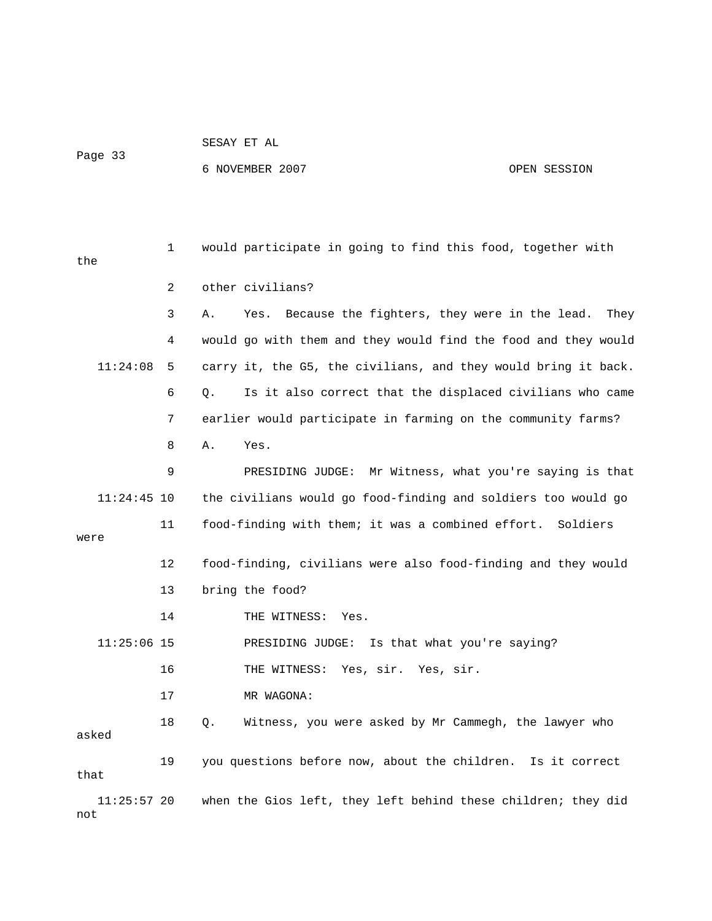1 would participate in going to find this food, together with the

2 other civilians?

3 A. Yes. Because the fighters, they were in the lead. They

4 would go with them and they would find the food and they would

11:24:08 5 carry it, the G5, the civilians, and they would bring it back.

6 Q. Is it also correct that the displaced civilians who came

7 earlier would participate in farming on the community farms?

8 A. Yes.

9 PRESIDING JUDGE: Mr Witness, what you're saying is that

11:24:45 10 the civilians would go food-finding and soldiers too would go

11 food-finding with them; it was a combined effort. Soldiers were

12 food-finding, civilians were also food-finding and they would

13 bring the food?

14 THE WITNESS: Yes.

11:25:06 15 PRESIDING JUDGE: Is that what you're saying?

16 THE WITNESS: Yes, sir. Yes, sir.

17 MR WAGONA:

18 Q. Witness, you were asked by Mr Cammegh, the lawyer who asked

19 you questions before now, about the children. Is it correct that

11:25:57 20 when the Gios left, they left behind these children; they did not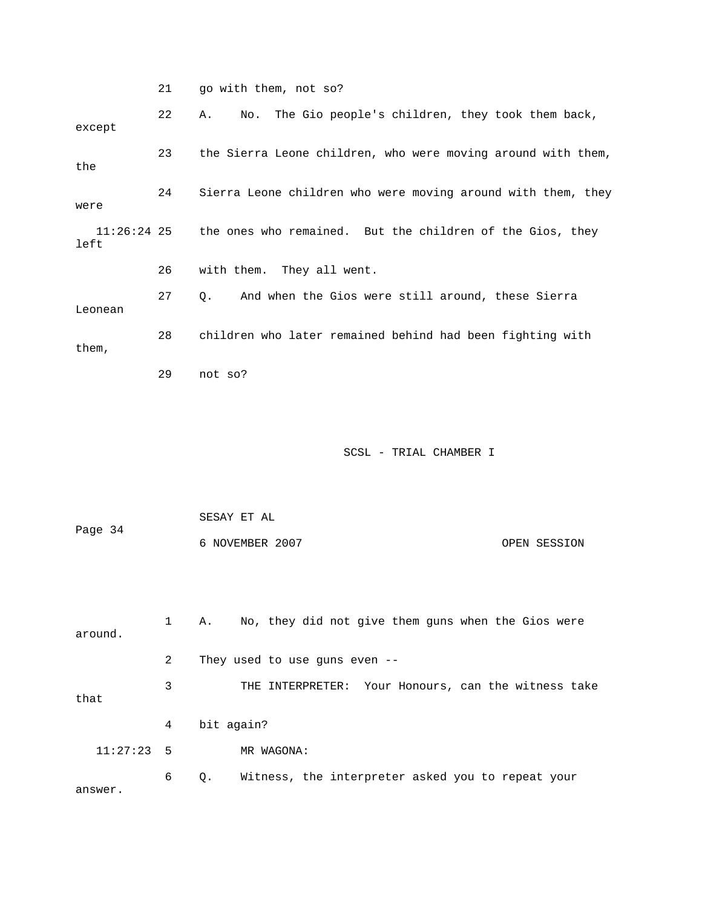21 go with them, not so?

22 A. No. The Gio people's children, they took them back, except

23 the Sierra Leone children, who were moving around with them, the

24 Sierra Leone children who were moving around with them, they were

11:26:24 25 the ones who remained. But the children of the Gios, they left

26 with them. They all went.

27 Q. And when the Gios were still around, these Sierra Leonean

28 children who later remained behind had been fighting with them,

29 not so?

1 A. No, they did not give them guns when the Gios were around.

2 They used to use guns even --

3 THE INTERPRETER: Your Honours, can the witness take that

4 bit again?

11:27:23 5 MR WAGONA:

6 Q. Witness, the interpreter asked you to repeat your answer.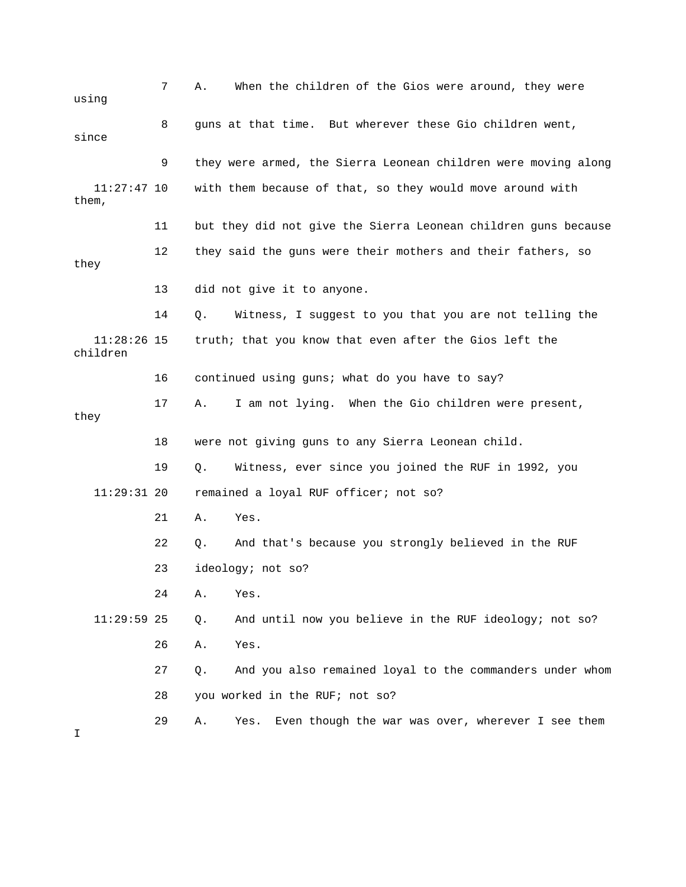7 A. When the children of the Gios were around, they were using

8 guns at that time. But wherever these Gio children went, since

9 they were armed, the Sierra Leonean children were moving along

11:27:47 10 with them because of that, so they would move around with them,

11 but they did not give the Sierra Leonean children guns because

12 they said the guns were their mothers and their fathers, so they

13 did not give it to anyone.

14 Q. Witness, I suggest to you that you are not telling the

11:28:26 15 truth; that you know that even after the Gios left the children

16 continued using guns; what do you have to say?

17 A. I am not lying. When the Gio children were present, they

18 were not giving guns to any Sierra Leonean child.

19 Q. Witness, ever since you joined the RUF in 1992, you

11:29:31 20 remained a loyal RUF officer; not so?

21 A. Yes.

22 Q. And that's because you strongly believed in the RUF

23 ideology; not so?

24 A. Yes.

11:29:59 25 Q. And until now you believe in the RUF ideology; not so?

26 A. Yes.

27 Q. And you also remained loyal to the commanders under whom

28 you worked in the RUF; not so?

29 A. Yes. Even though the war was over, wherever I see them I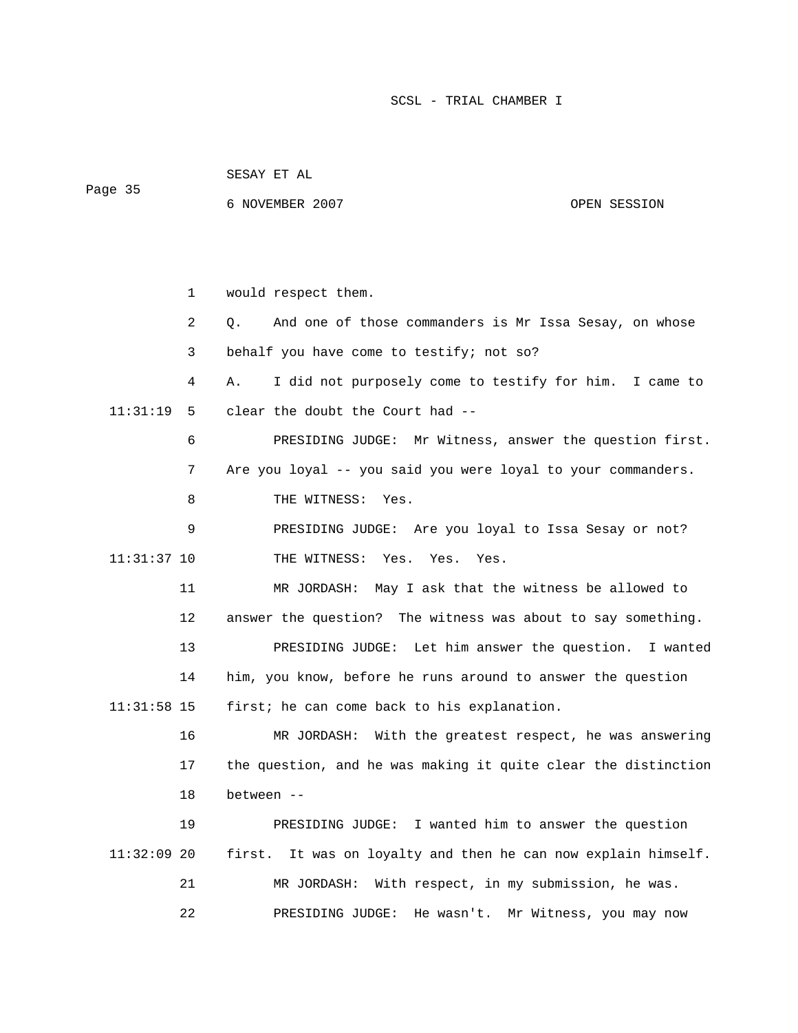would respect them.

Q. And one of those commanders is Mr Issa Sesay, on whose behalf you have come to testify; not so?

A. I did not purposely come to testify for him. I came to clear the doubt the Court had --

PRESIDING JUDGE: Mr Witness, answer the question first. Are you loyal -- you said you were loyal to your commanders.

THE WITNESS: Yes.

PRESIDING JUDGE: Are you loyal to Issa Sesay or not?

THE WITNESS: Yes. Yes. Yes.

MR JORDASH: May I ask that the witness be allowed to answer the question? The witness was about to say something.

PRESIDING JUDGE: Let him answer the question. I wanted him, you know, before he runs around to answer the question first; he can come back to his explanation.

MR JORDASH: With the greatest respect, he was answering the question, and he was making it quite clear the distinction between --

PRESIDING JUDGE: I wanted him to answer the question first. It was on loyalty and then he can now explain himself.

MR JORDASH: With respect, in my submission, he was.

PRESIDING JUDGE: He wasn't. Mr Witness, you may now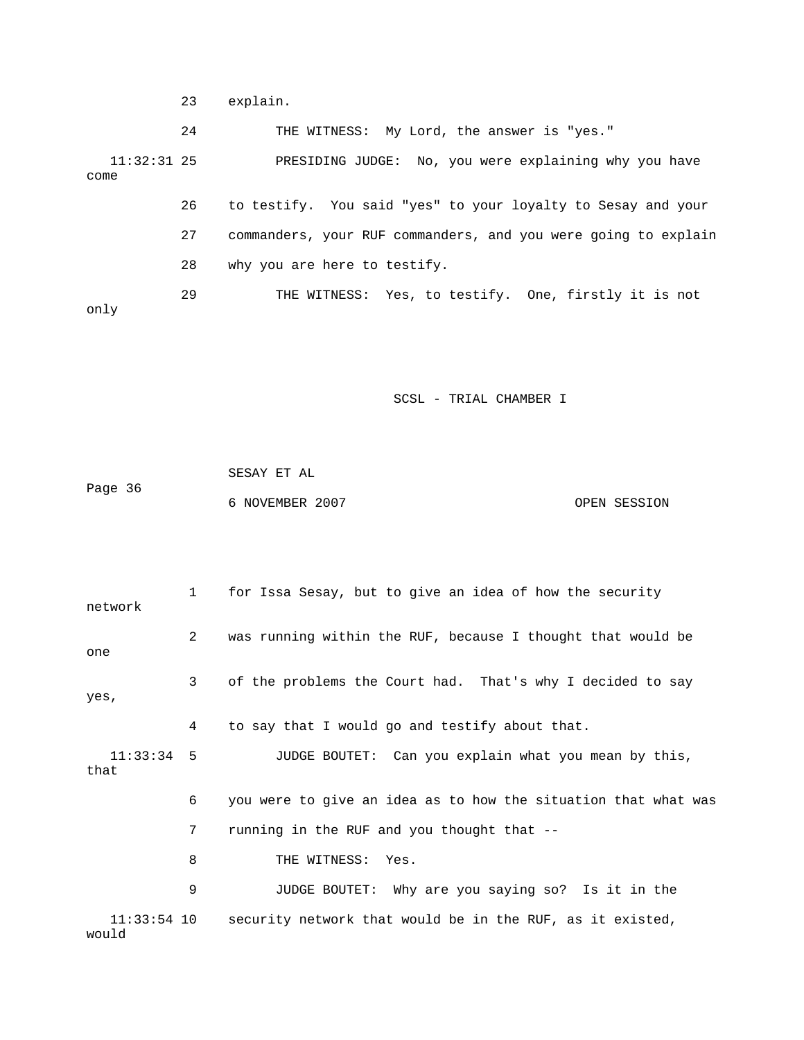23 explain.

24 THE WITNESS: My Lord, the answer is "yes."

11:32:31 25 PRESIDING JUDGE: No, you were explaining why you have come

26 to testify. You said "yes" to your loyalty to Sesay and your

27 commanders, your RUF commanders, and you were going to explain

28 why you are here to testify.

29 THE WITNESS: Yes, to testify. One, firstly it is not only

1 for Issa Sesay, but to give an idea of how the security network

2 was running within the RUF, because I thought that would be one

3 of the problems the Court had. That's why I decided to say yes,

4 to say that I would go and testify about that.

11:33:34 5 JUDGE BOUTET: Can you explain what you mean by this, that

6 you were to give an idea as to how the situation that what was

7 running in the RUF and you thought that --

8 THE WITNESS: Yes.

9 JUDGE BOUTET: Why are you saying so? Is it in the

11:33:54 10 security network that would be in the RUF, as it existed, would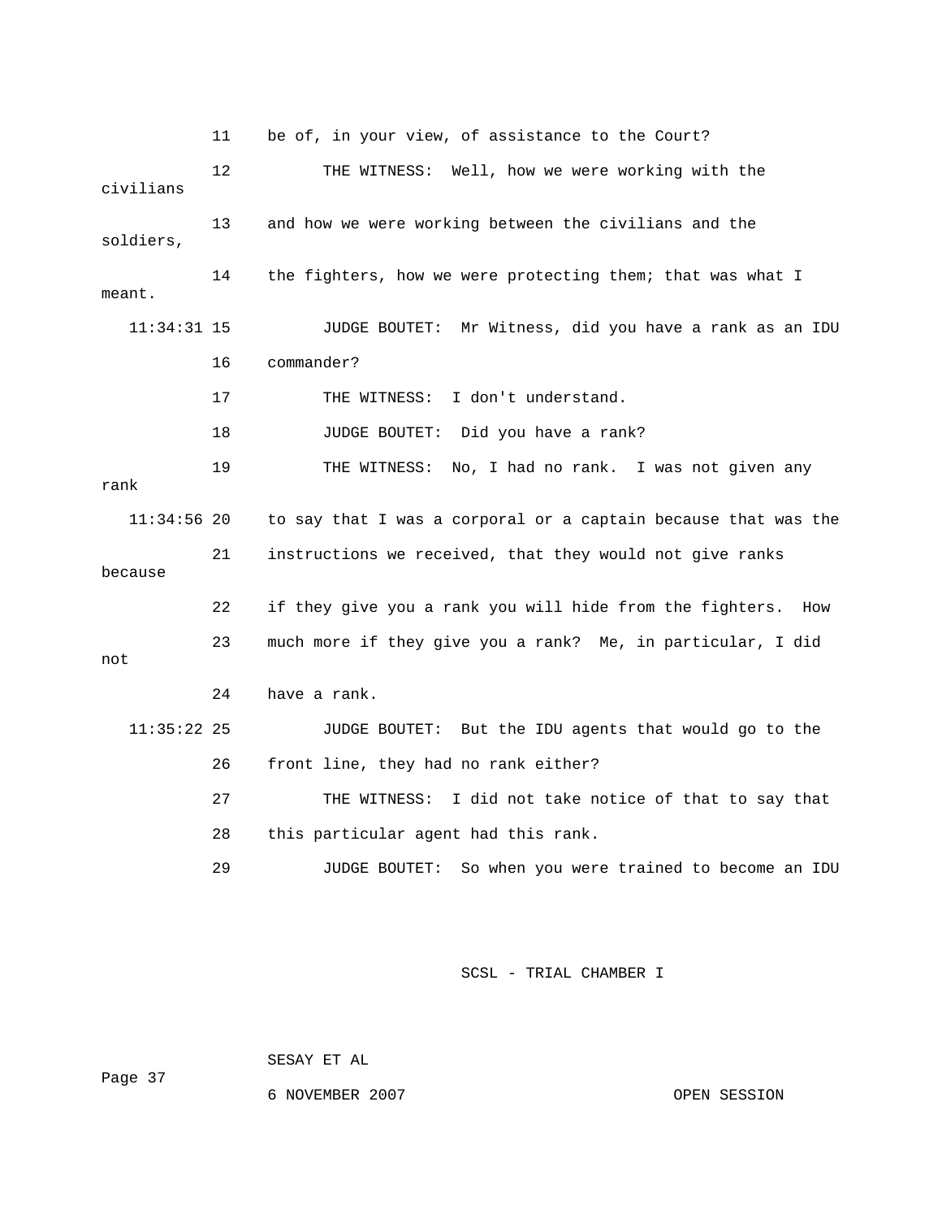11 be of, in your view, of assistance to the Court?

12 THE WITNESS: Well, how we were working with the civilians

13 and how we were working between the civilians and the soldiers,

14 the fighters, how we were protecting them; that was what I meant.

11:34:31 15 JUDGE BOUTET: Mr Witness, did you have a rank as an IDU

16 commander?

17 THE WITNESS: I don't understand.

18 JUDGE BOUTET: Did you have a rank?

19 THE WITNESS: No, I had no rank. I was not given any rank

11:34:56 20 to say that I was a corporal or a captain because that was the

21 instructions we received, that they would not give ranks because

22 if they give you a rank you will hide from the fighters. How

23 much more if they give you a rank? Me, in particular, I did not

24 have a rank.

11:35:22 25 JUDGE BOUTET: But the IDU agents that would go to the

26 front line, they had no rank either?

27 THE WITNESS: I did not take notice of that to say that

28 this particular agent had this rank.

29 JUDGE BOUTET: So when you were trained to become an IDU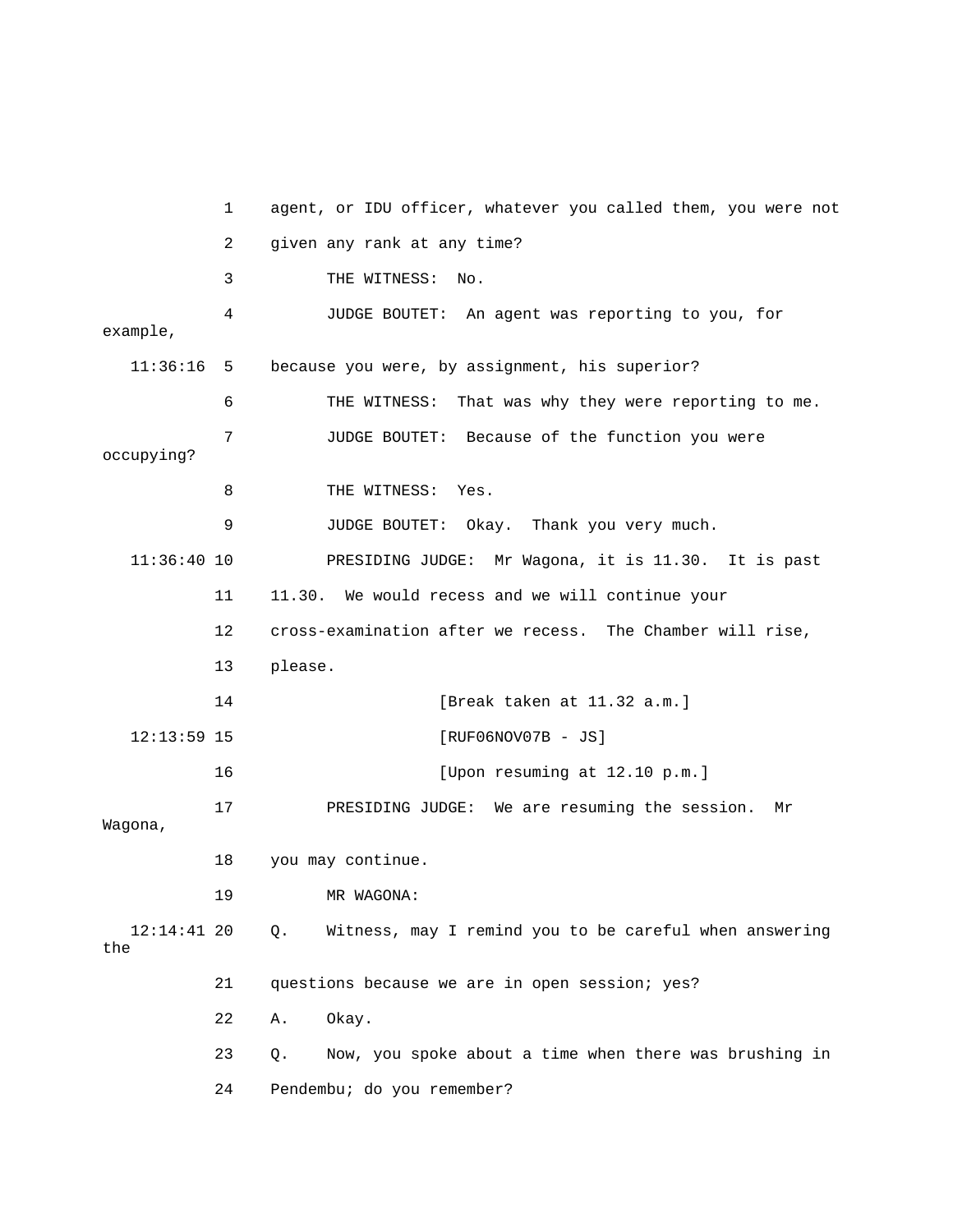1 agent, or IDU officer, whatever you called them, you were not

2 given any rank at any time?

3 THE WITNESS: No.

4 JUDGE BOUTET: An agent was reporting to you, for example,

11:36:16 5 because you were, by assignment, his superior?

6 THE WITNESS: That was why they were reporting to me.

7 JUDGE BOUTET: Because of the function you were occupying?

8 THE WITNESS: Yes.

9 JUDGE BOUTET: Okay. Thank you very much.

11:36:40 10 PRESIDING JUDGE: Mr Wagona, it is 11.30. It is past

11 11.30. We would recess and we will continue your

12 cross-examination after we recess. The Chamber will rise,

13 please.

14 [Break taken at 11.32 a.m.]

12:13:59 15 [RUF06NOV07B - JS]

16 [Upon resuming at 12.10 p.m.]

17 PRESIDING JUDGE: We are resuming the session. Mr Wagona,

18 you may continue.

19 MR WAGONA:

12:14:41 20 Q. Witness, may I remind you to be careful when answering the

21 questions because we are in open session; yes?

22 A. Okay.

23 Q. Now, you spoke about a time when there was brushing in

24 Pendembu; do you remember?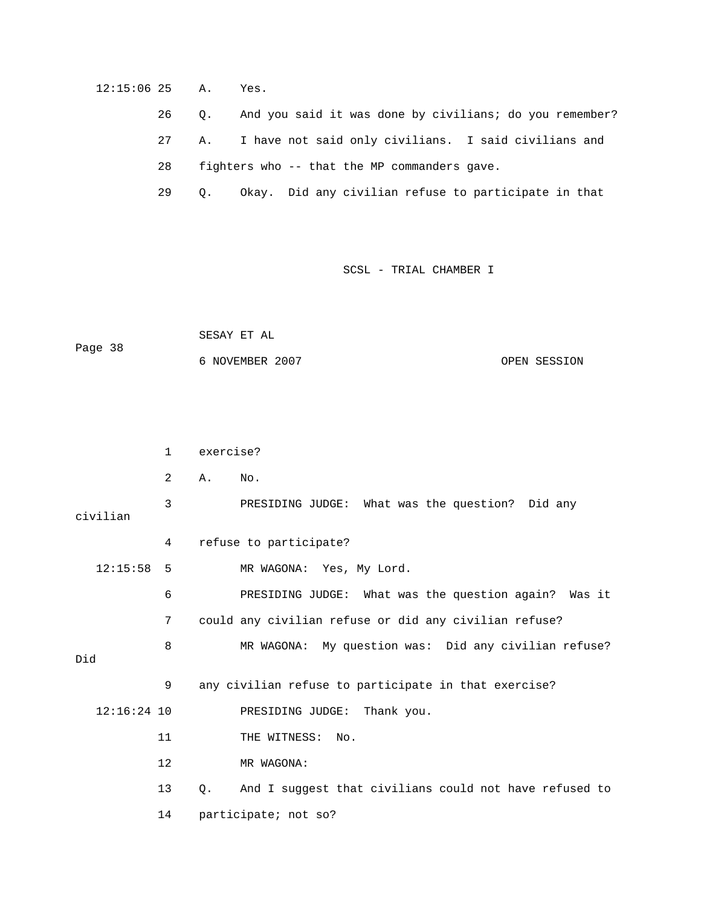12:15:06 25 A. Yes.

26 Q. And you said it was done by civilians; do you remember?

27 A. I have not said only civilians. I said civilians and

28 fighters who -- that the MP commanders gave.

29 Q. Okay. Did any civilian refuse to participate in that

1 exercise?

2 A. No.

3 PRESIDING JUDGE: What was the question? Did any civilian

4 refuse to participate?

12:15:58 5 MR WAGONA: Yes, My Lord.

6 PRESIDING JUDGE: What was the question again? Was it

7 could any civilian refuse or did any civilian refuse?

8 MR WAGONA: My question was: Did any civilian refuse? Did

9 any civilian refuse to participate in that exercise?

12:16:24 10 PRESIDING JUDGE: Thank you.

11 THE WITNESS: No.

12 MR WAGONA:

13 Q. And I suggest that civilians could not have refused to

14 participate; not so?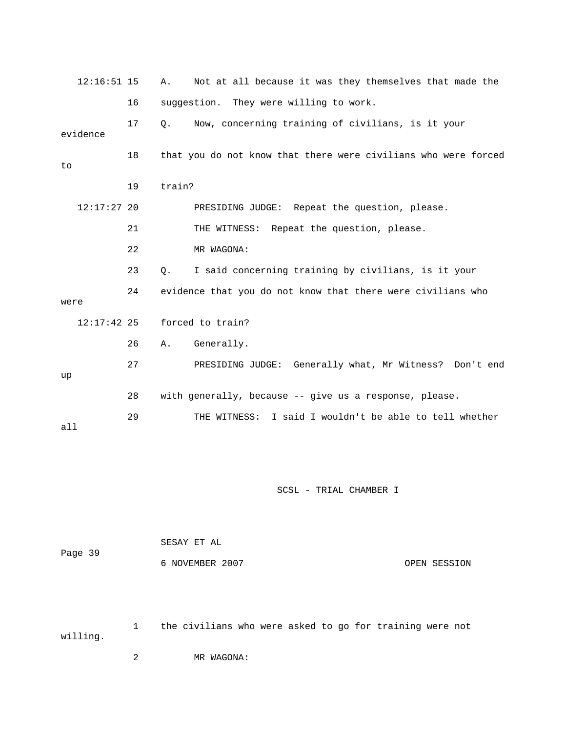12:16:51 15 A. Not at all because it was they themselves that made the

16 suggestion. They were willing to work.

17 Q. Now, concerning training of civilians, is it your evidence

18 that you do not know that there were civilians who were forced to

19 train?

12:17:27 20 PRESIDING JUDGE: Repeat the question, please.

21 THE WITNESS: Repeat the question, please.

22 MR WAGONA:

23 Q. I said concerning training by civilians, is it your

24 evidence that you do not know that there were civilians who were

12:17:42 25 forced to train?

26 A. Generally.

27 PRESIDING JUDGE: Generally what, Mr Witness? Don't end up

28 with generally, because -- give us a response, please.

29 THE WITNESS: I said I wouldn't be able to tell whether all

1 the civilians who were asked to go for training were not willing.

2 MR WAGONA: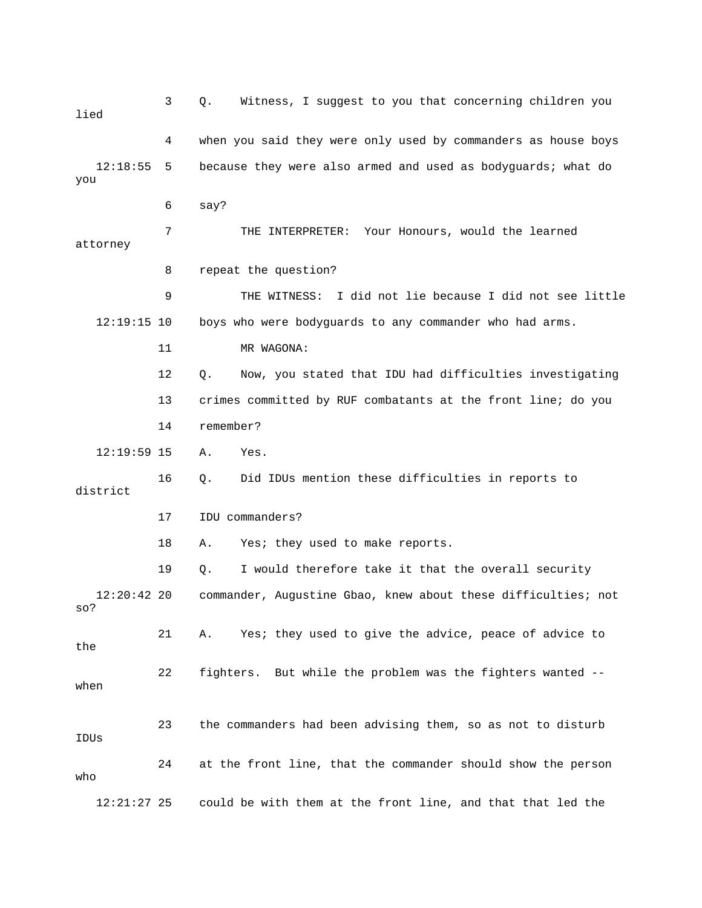3 Q. Witness, I suggest to you that concerning children you lied

4 when you said they were only used by commanders as house boys

12:18:55 5 because they were also armed and used as bodyguards; what do you

6 say?

7 THE INTERPRETER: Your Honours, would the learned attorney

8 repeat the question?

9 THE WITNESS: I did not lie because I did not see little

12:19:15 10 boys who were bodyguards to any commander who had arms.

11 MR WAGONA:

12 Q. Now, you stated that IDU had difficulties investigating

13 crimes committed by RUF combatants at the front line; do you

14 remember?

12:19:59 15 A. Yes.

16 Q. Did IDUs mention these difficulties in reports to district

17 IDU commanders?

18 A. Yes; they used to make reports.

19 Q. I would therefore take it that the overall security

12:20:42 20 commander, Augustine Gbao, knew about these difficulties; not so?

21 A. Yes; they used to give the advice, peace of advice to the

22 fighters. But while the problem was the fighters wanted -- when

23 the commanders had been advising them, so as not to disturb IDUs

24 at the front line, that the commander should show the person who

12:21:27 25 could be with them at the front line, and that that led the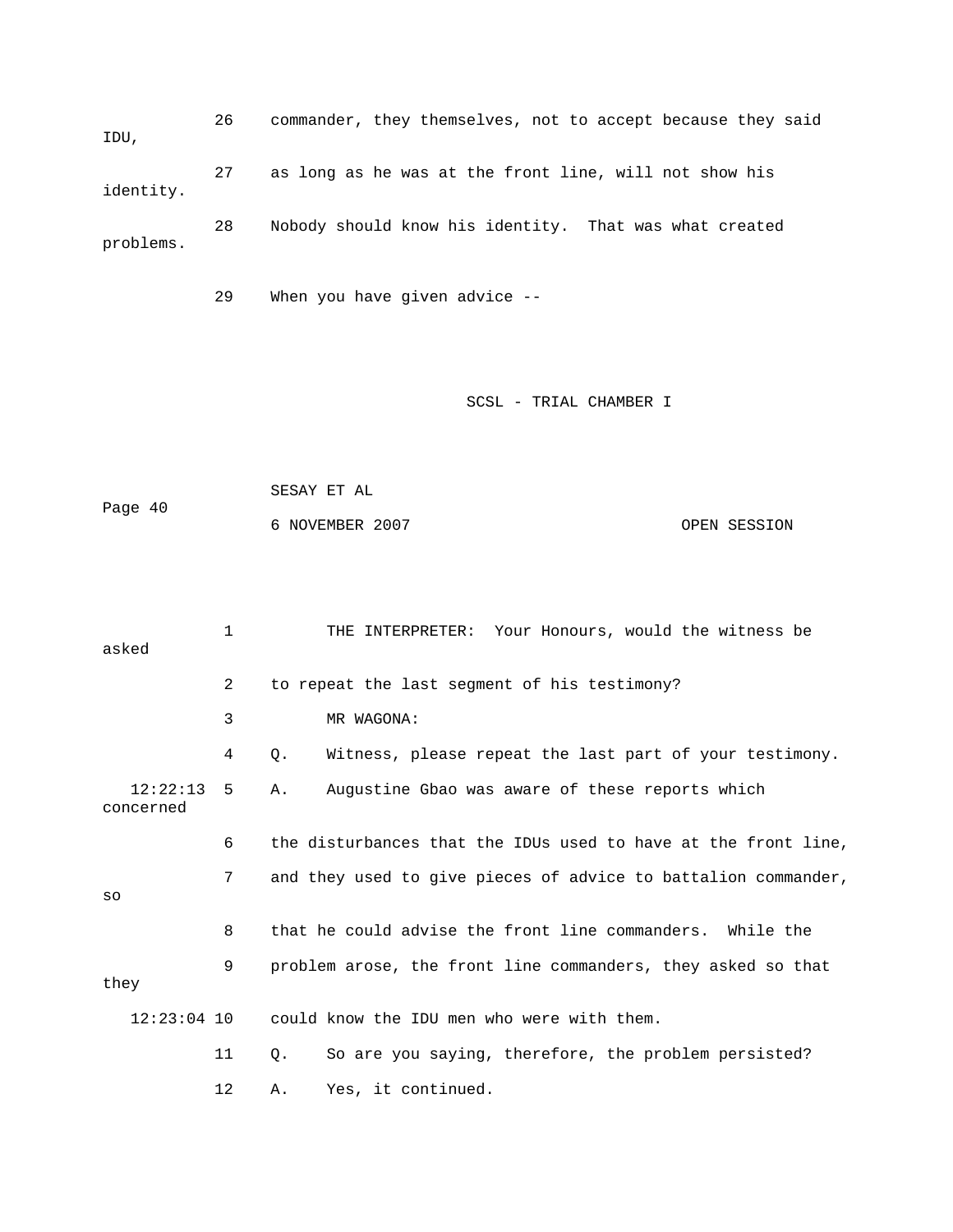26 commander, they themselves, not to accept because they said IDU,

27 as long as he was at the front line, will not show his identity.

28 Nobody should know his identity. That was what created problems.

29 When you have given advice --

1 THE INTERPRETER: Your Honours, would the witness be asked

2 to repeat the last segment of his testimony?

3 MR WAGONA:

4 Q. Witness, please repeat the last part of your testimony.

12:22:13 5 A. Augustine Gbao was aware of these reports which concerned

6 the disturbances that the IDUs used to have at the front line,

7 and they used to give pieces of advice to battalion commander, so

8 that he could advise the front line commanders. While the

9 problem arose, the front line commanders, they asked so that they

12:23:04 10 could know the IDU men who were with them.

11 Q. So are you saying, therefore, the problem persisted?

12 A. Yes, it continued.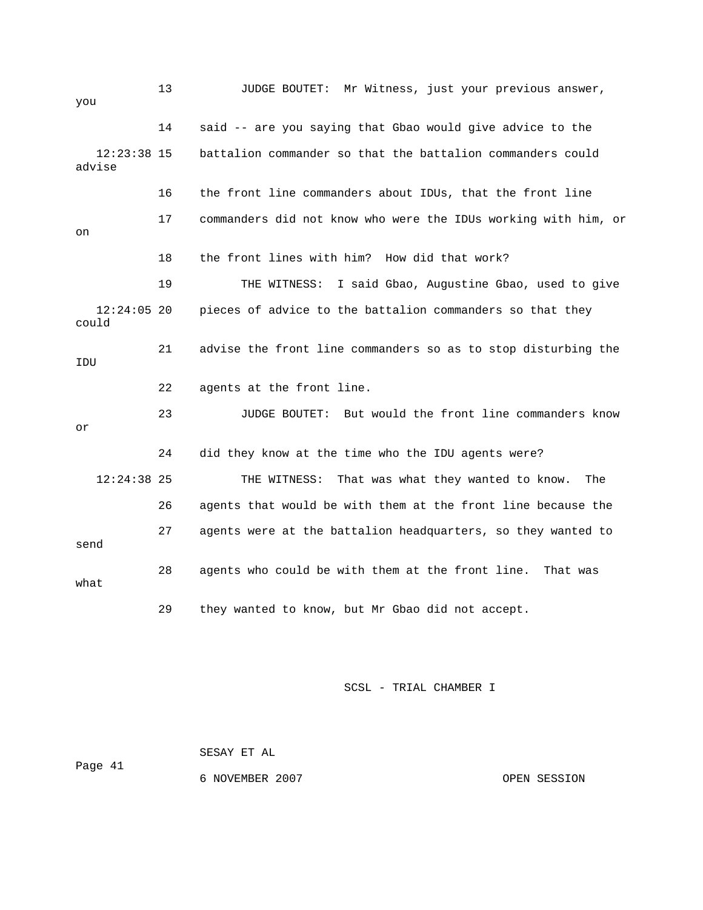13 JUDGE BOUTET: Mr Witness, just your previous answer, you

14 said -- are you saying that Gbao would give advice to the

12:23:38 15 battalion commander so that the battalion commanders could advise

16 the front line commanders about IDUs, that the front line

17 commanders did not know who were the IDUs working with him, or on

18 the front lines with him? How did that work?

19 THE WITNESS: I said Gbao, Augustine Gbao, used to give

12:24:05 20 pieces of advice to the battalion commanders so that they could

21 advise the front line commanders so as to stop disturbing the IDU

22 agents at the front line.

23 JUDGE BOUTET: But would the front line commanders know or

24 did they know at the time who the IDU agents were?

12:24:38 25 THE WITNESS: That was what they wanted to know. The

26 agents that would be with them at the front line because the

27 agents were at the battalion headquarters, so they wanted to send

28 agents who could be with them at the front line. That was what

29 they wanted to know, but Mr Gbao did not accept.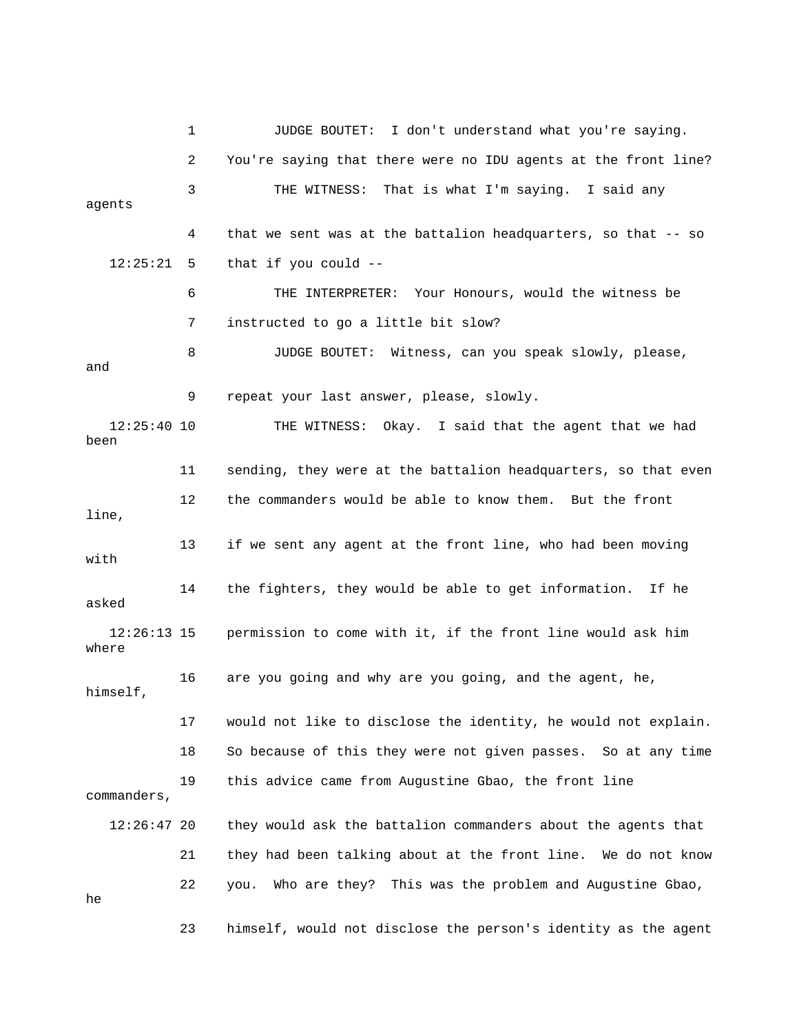1 JUDGE BOUTET: I don't understand what you're saying.

2 You're saying that there were no IDU agents at the front line?

3 THE WITNESS: That is what I'm saying. I said any agents

4 that we sent was at the battalion headquarters, so that -- so

12:25:21 5 that if you could --

6 THE INTERPRETER: Your Honours, would the witness be

7 instructed to go a little bit slow?

8 JUDGE BOUTET: Witness, can you speak slowly, please, and

9 repeat your last answer, please, slowly.

12:25:40 10 THE WITNESS: Okay. I said that the agent that we had been

11 sending, they were at the battalion headquarters, so that even

12 the commanders would be able to know them. But the front line,

13 if we sent any agent at the front line, who had been moving with

14 the fighters, they would be able to get information. If he asked

12:26:13 15 permission to come with it, if the front line would ask him where

16 are you going and why are you going, and the agent, he, himself,

17 would not like to disclose the identity, he would not explain.

18 So because of this they were not given passes. So at any time

19 this advice came from Augustine Gbao, the front line commanders,

12:26:47 20 they would ask the battalion commanders about the agents that

21 they had been talking about at the front line. We do not know

22 you. Who are they? This was the problem and Augustine Gbao, he

23 himself, would not disclose the person's identity as the agent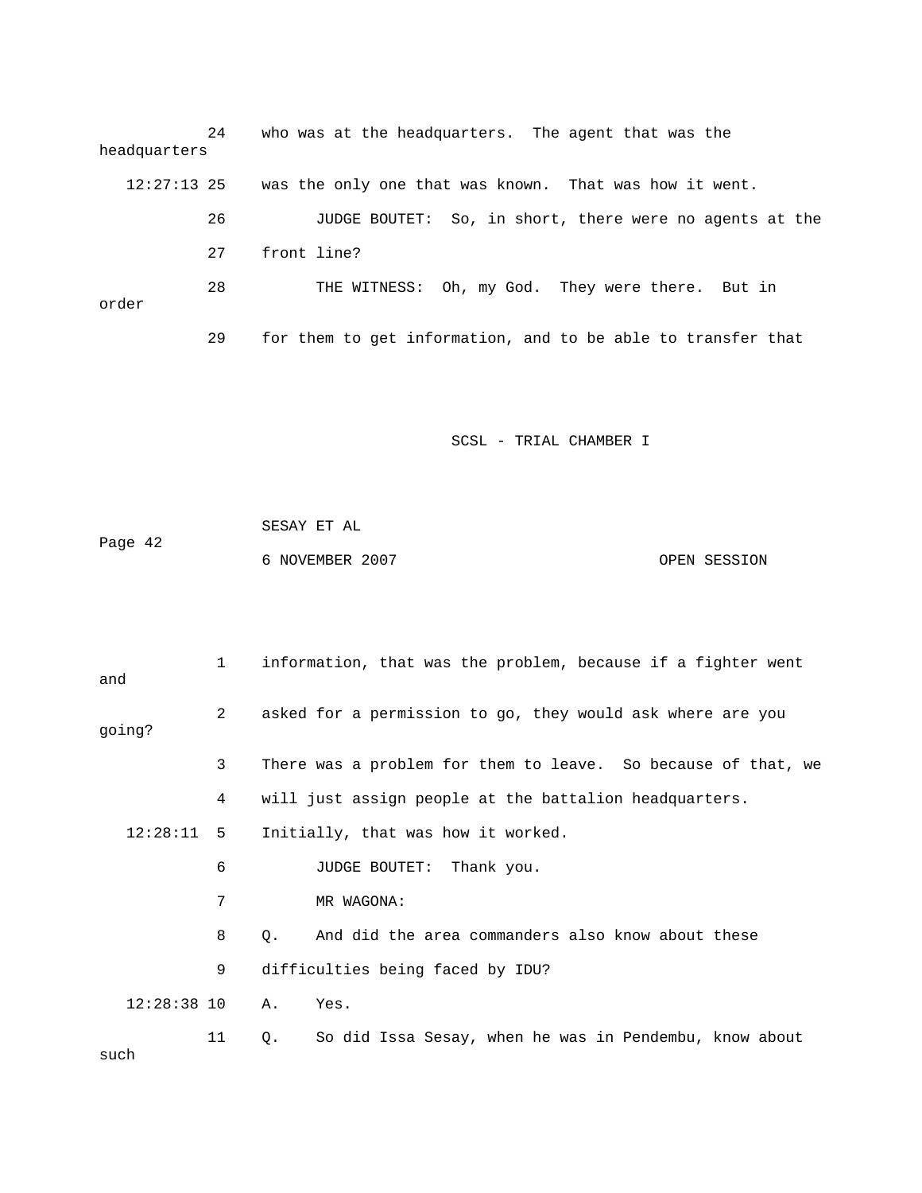24 who was at the headquarters. The agent that was the headquarters

12:27:13 25 was the only one that was known. That was how it went.

26 JUDGE BOUTET: So, in short, there were no agents at the

27 front line?

28 THE WITNESS: Oh, my God. They were there. But in order

29 for them to get information, and to be able to transfer that

1 information, that was the problem, because if a fighter went and

2 asked for a permission to go, they would ask where are you going?

3 There was a problem for them to leave. So because of that, we

4 will just assign people at the battalion headquarters.

12:28:11 5 Initially, that was how it worked.

6 JUDGE BOUTET: Thank you.

7 MR WAGONA:

8 Q. And did the area commanders also know about these

9 difficulties being faced by IDU?

12:28:38 10 A. Yes.

11 Q. So did Issa Sesay, when he was in Pendembu, know about such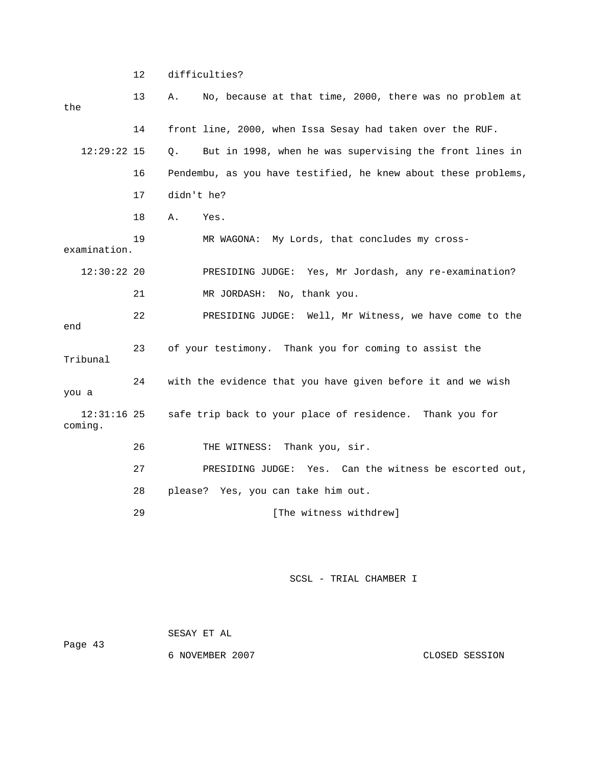12 difficulties?

13 A. No, because at that time, 2000, there was no problem at the

14 front line, 2000, when Issa Sesay had taken over the RUF.

12:29:22 15 Q. But in 1998, when he was supervising the front lines in

16 Pendembu, as you have testified, he knew about these problems,

17 didn't he?

18 A. Yes.

19 MR WAGONA: My Lords, that concludes my cross-examination.

12:30:22 20 PRESIDING JUDGE: Yes, Mr Jordash, any re-examination?

21 MR JORDASH: No, thank you.

22 PRESIDING JUDGE: Well, Mr Witness, we have come to the end

23 of your testimony. Thank you for coming to assist the Tribunal

24 with the evidence that you have given before it and we wish you a

12:31:16 25 safe trip back to your place of residence. Thank you for coming.

26 THE WITNESS: Thank you, sir.

27 PRESIDING JUDGE: Yes. Can the witness be escorted out,

28 please? Yes, you can take him out.

29 [The witness withdrew]

SCSL - TRIAL CHAMBER I

SESAY ET AL

6 NOVEMBER 2007 CLOSED SESSION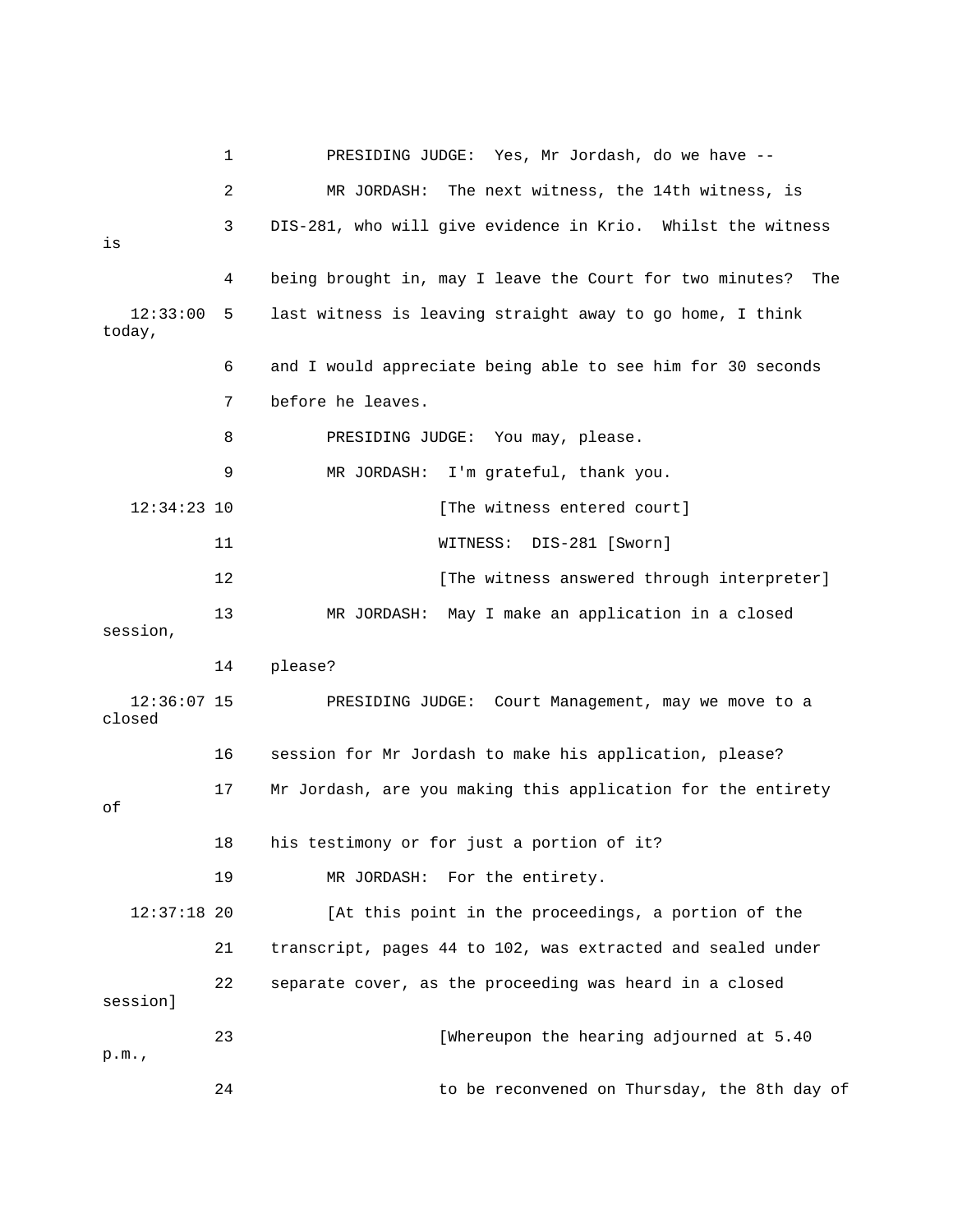1 PRESIDING JUDGE: Yes, Mr Jordash, do we have --

2 MR JORDASH: The next witness, the 14th witness, is

3 DIS-281, who will give evidence in Krio. Whilst the witness is

4 being brought in, may I leave the Court for two minutes? The

12:33:00 5 last witness is leaving straight away to go home, I think today,

6 and I would appreciate being able to see him for 30 seconds

7 before he leaves.

8 PRESIDING JUDGE: You may, please.

9 MR JORDASH: I'm grateful, thank you.

12:34:23 10 [The witness entered court]

11 WITNESS: DIS-281 [Sworn]

12 [The witness answered through interpreter]

13 MR JORDASH: May I make an application in a closed session,

14 please?

12:36:07 15 PRESIDING JUDGE: Court Management, may we move to a closed

16 session for Mr Jordash to make his application, please?

17 Mr Jordash, are you making this application for the entirety of

18 his testimony or for just a portion of it?

19 MR JORDASH: For the entirety.

12:37:18 20 [At this point in the proceedings, a portion of the

21 transcript, pages 44 to 102, was extracted and sealed under

22 separate cover, as the proceeding was heard in a closed session]

23 [Whereupon the hearing adjourned at 5.40 p.m.,

24 to be reconvened on Thursday, the 8th day of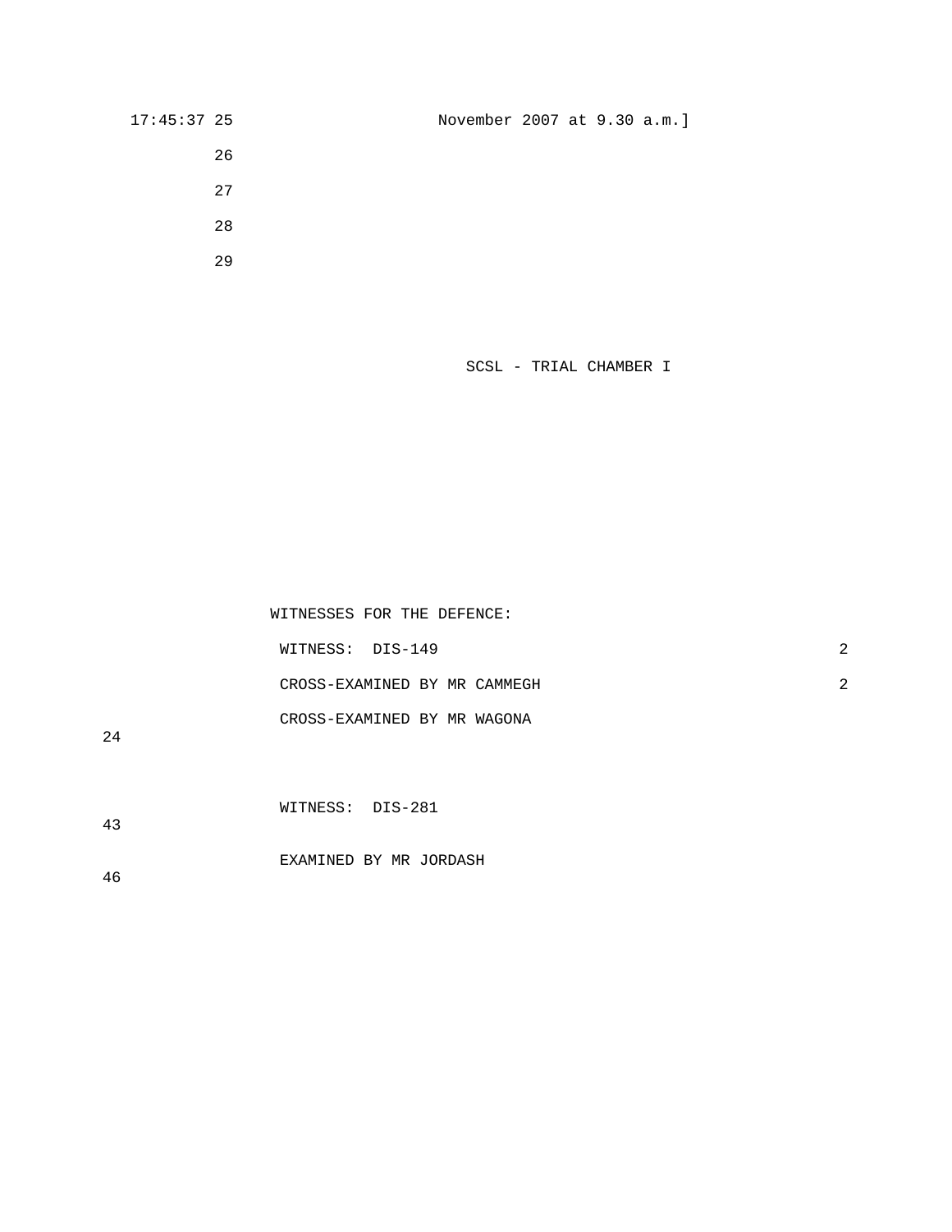17:45:37 25 November 2007 at 9.30 a.m.]

26

27

28

29

SCSL - TRIAL CHAMBER I

WITNESSES FOR THE DEFENCE:

| | |
|---|---|
| WITNESS: DIS-149 | 2 |
| CROSS-EXAMINED BY MR CAMMEGH | 2 |
| CROSS-EXAMINED BY MR WAGONA | 24 |
| WITNESS: DIS-281 | 43 |
| EXAMINED BY MR JORDASH | 46 |